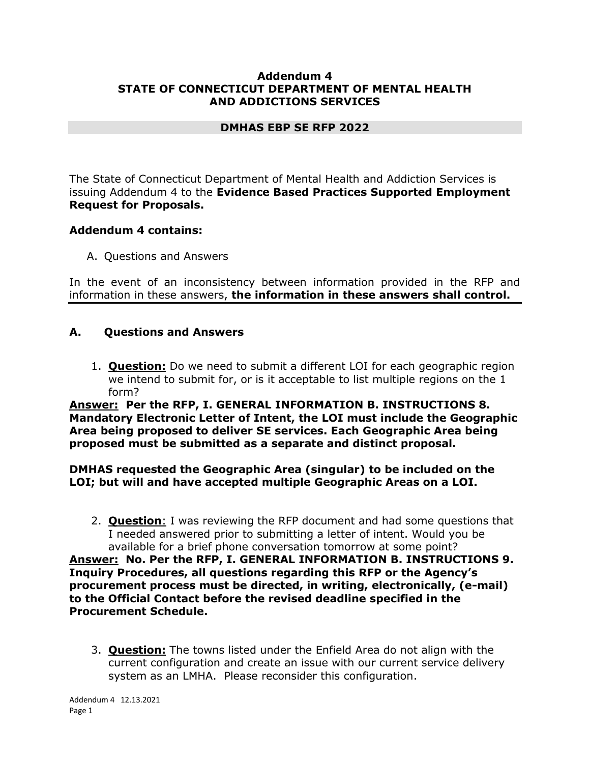**Addendum 4**
**STATE OF CONNECTICUT DEPARTMENT OF MENTAL HEALTH AND ADDICTIONS SERVICES**

**DMHAS EBP SE RFP 2022**

The State of Connecticut Department of Mental Health and Addiction Services is issuing Addendum 4 to the **Evidence Based Practices Supported Employment Request for Proposals.**

**Addendum 4 contains:**

A. Questions and Answers

In the event of an inconsistency between information provided in the RFP and information in these answers, **the information in these answers shall control.**

## A. Questions and Answers

1. **Question:** Do we need to submit a different LOI for each geographic region we intend to submit for, or is it acceptable to list multiple regions on the 1 form?

**Answer: Per the RFP, I. GENERAL INFORMATION B. INSTRUCTIONS 8. Mandatory Electronic Letter of Intent, the LOI must include the Geographic Area being proposed to deliver SE services. Each Geographic Area being proposed must be submitted as a separate and distinct proposal.**

**DMHAS requested the Geographic Area (singular) to be included on the LOI; but will and have accepted multiple Geographic Areas on a LOI.**

2. **Question**: I was reviewing the RFP document and had some questions that I needed answered prior to submitting a letter of intent. Would you be available for a brief phone conversation tomorrow at some point?

**Answer: No. Per the RFP, I. GENERAL INFORMATION B. INSTRUCTIONS 9. Inquiry Procedures, all questions regarding this RFP or the Agency's procurement process must be directed, in writing, electronically, (e-mail) to the Official Contact before the revised deadline specified in the Procurement Schedule.**

3. **Question:** The towns listed under the Enfield Area do not align with the current configuration and create an issue with our current service delivery system as an LMHA. Please reconsider this configuration.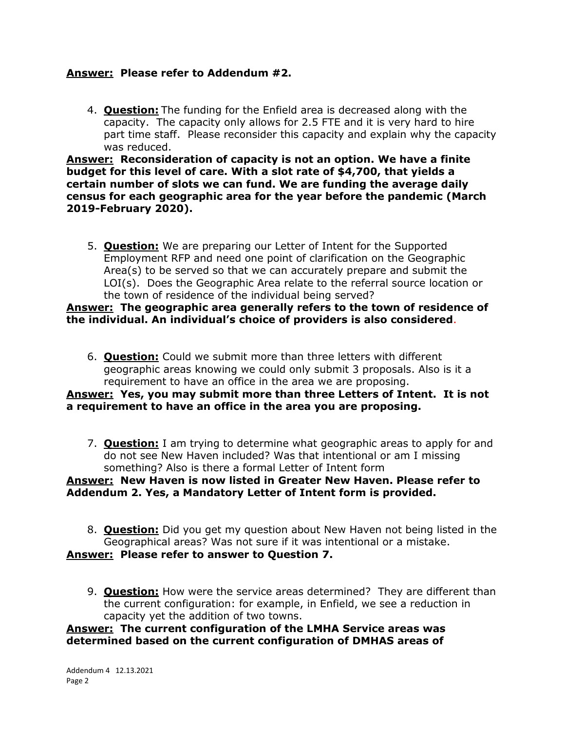**Answer: Please refer to Addendum #2.**

4. **Question:** The funding for the Enfield area is decreased along with the capacity. The capacity only allows for 2.5 FTE and it is very hard to hire part time staff. Please reconsider this capacity and explain why the capacity was reduced.

**Answer: Reconsideration of capacity is not an option. We have a finite budget for this level of care. With a slot rate of $4,700, that yields a certain number of slots we can fund. We are funding the average daily census for each geographic area for the year before the pandemic (March 2019-February 2020).**

5. **Question:** We are preparing our Letter of Intent for the Supported Employment RFP and need one point of clarification on the Geographic Area(s) to be served so that we can accurately prepare and submit the LOI(s). Does the Geographic Area relate to the referral source location or the town of residence of the individual being served?

**Answer: The geographic area generally refers to the town of residence of the individual. An individual's choice of providers is also considered.**

6. **Question:** Could we submit more than three letters with different geographic areas knowing we could only submit 3 proposals. Also is it a requirement to have an office in the area we are proposing.

**Answer: Yes, you may submit more than three Letters of Intent. It is not a requirement to have an office in the area you are proposing.**

7. **Question:** I am trying to determine what geographic areas to apply for and do not see New Haven included? Was that intentional or am I missing something? Also is there a formal Letter of Intent form

**Answer: New Haven is now listed in Greater New Haven. Please refer to Addendum 2. Yes, a Mandatory Letter of Intent form is provided.**

8. **Question:** Did you get my question about New Haven not being listed in the Geographical areas? Was not sure if it was intentional or a mistake.

**Answer: Please refer to answer to Question 7.**

9. **Question:** How were the service areas determined? They are different than the current configuration: for example, in Enfield, we see a reduction in capacity yet the addition of two towns.

**Answer: The current configuration of the LMHA Service areas was determined based on the current configuration of DMHAS areas of**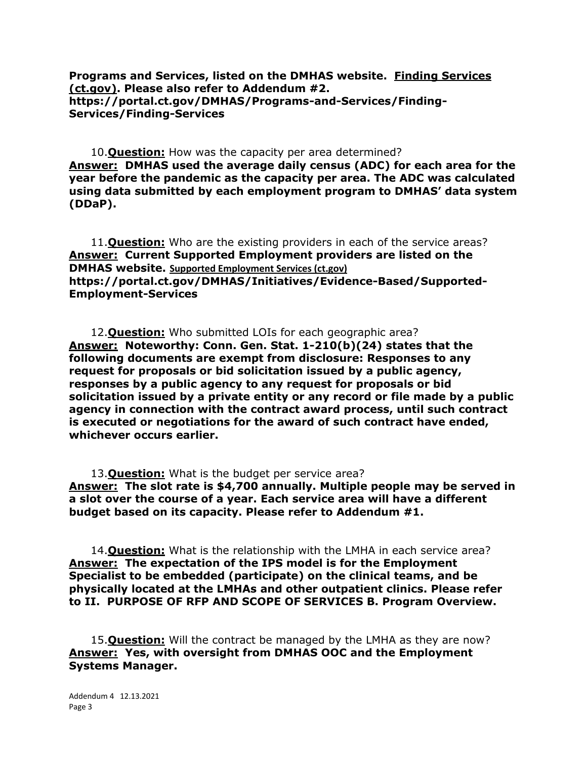**Programs and Services, listed on the DMHAS website. Finding Services (ct.gov). Please also refer to Addendum #2. https://portal.ct.gov/DMHAS/Programs-and-Services/Finding-Services/Finding-Services**

10. **Question:** How was the capacity per area determined?
**Answer: DMHAS used the average daily census (ADC) for each area for the year before the pandemic as the capacity per area. The ADC was calculated using data submitted by each employment program to DMHAS' data system (DDaP).**

11. **Question:** Who are the existing providers in each of the service areas?
**Answer: Current Supported Employment providers are listed on the DMHAS website. Supported Employment Services (ct.gov) https://portal.ct.gov/DMHAS/Initiatives/Evidence-Based/Supported-Employment-Services**

12. **Question:** Who submitted LOIs for each geographic area?
**Answer: Noteworthy: Conn. Gen. Stat. 1-210(b)(24) states that the following documents are exempt from disclosure: Responses to any request for proposals or bid solicitation issued by a public agency, responses by a public agency to any request for proposals or bid solicitation issued by a private entity or any record or file made by a public agency in connection with the contract award process, until such contract is executed or negotiations for the award of such contract have ended, whichever occurs earlier.**

13. **Question:** What is the budget per service area?
**Answer: The slot rate is $4,700 annually. Multiple people may be served in a slot over the course of a year. Each service area will have a different budget based on its capacity. Please refer to Addendum #1.**

14. **Question:** What is the relationship with the LMHA in each service area?
**Answer: The expectation of the IPS model is for the Employment Specialist to be embedded (participate) on the clinical teams, and be physically located at the LMHAs and other outpatient clinics. Please refer to II. PURPOSE OF RFP AND SCOPE OF SERVICES B. Program Overview.**

15. **Question:** Will the contract be managed by the LMHA as they are now?
**Answer: Yes, with oversight from DMHAS OOC and the Employment Systems Manager.**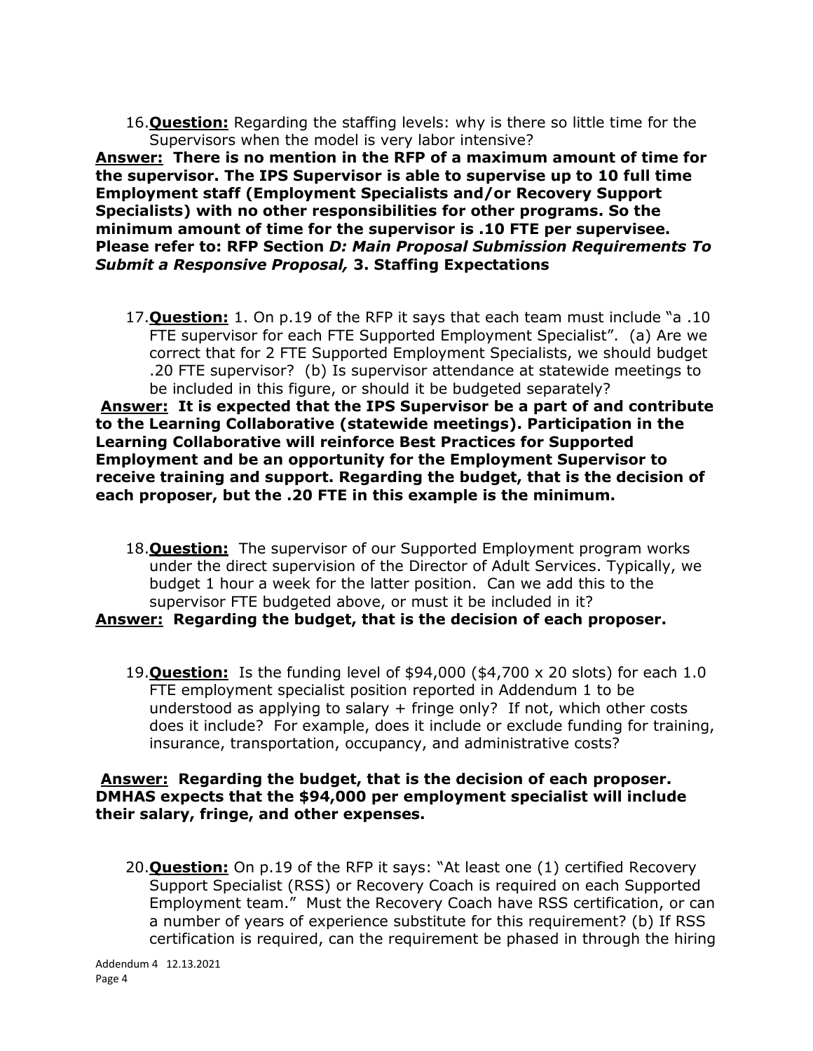16. **Question:** Regarding the staffing levels: why is there so little time for the Supervisors when the model is very labor intensive?

**Answer: There is no mention in the RFP of a maximum amount of time for the supervisor. The IPS Supervisor is able to supervise up to 10 full time Employment staff (Employment Specialists and/or Recovery Support Specialists) with no other responsibilities for other programs. So the minimum amount of time for the supervisor is .10 FTE per supervisee. Please refer to: RFP Section *D: Main Proposal Submission Requirements To Submit a Responsive Proposal,* 3. Staffing Expectations**

17. **Question:** 1. On p.19 of the RFP it says that each team must include "a .10 FTE supervisor for each FTE Supported Employment Specialist". (a) Are we correct that for 2 FTE Supported Employment Specialists, we should budget .20 FTE supervisor? (b) Is supervisor attendance at statewide meetings to be included in this figure, or should it be budgeted separately?

**Answer: It is expected that the IPS Supervisor be a part of and contribute to the Learning Collaborative (statewide meetings). Participation in the Learning Collaborative will reinforce Best Practices for Supported Employment and be an opportunity for the Employment Supervisor to receive training and support. Regarding the budget, that is the decision of each proposer, but the .20 FTE in this example is the minimum.**

18. **Question:** The supervisor of our Supported Employment program works under the direct supervision of the Director of Adult Services. Typically, we budget 1 hour a week for the latter position. Can we add this to the supervisor FTE budgeted above, or must it be included in it?

**Answer: Regarding the budget, that is the decision of each proposer.**

19. **Question:** Is the funding level of $94,000 ($4,700 x 20 slots) for each 1.0 FTE employment specialist position reported in Addendum 1 to be understood as applying to salary + fringe only? If not, which other costs does it include? For example, does it include or exclude funding for training, insurance, transportation, occupancy, and administrative costs?

**Answer: Regarding the budget, that is the decision of each proposer. DMHAS expects that the $94,000 per employment specialist will include their salary, fringe, and other expenses.**

20. **Question:** On p.19 of the RFP it says: "At least one (1) certified Recovery Support Specialist (RSS) or Recovery Coach is required on each Supported Employment team." Must the Recovery Coach have RSS certification, or can a number of years of experience substitute for this requirement? (b) If RSS certification is required, can the requirement be phased in through the hiring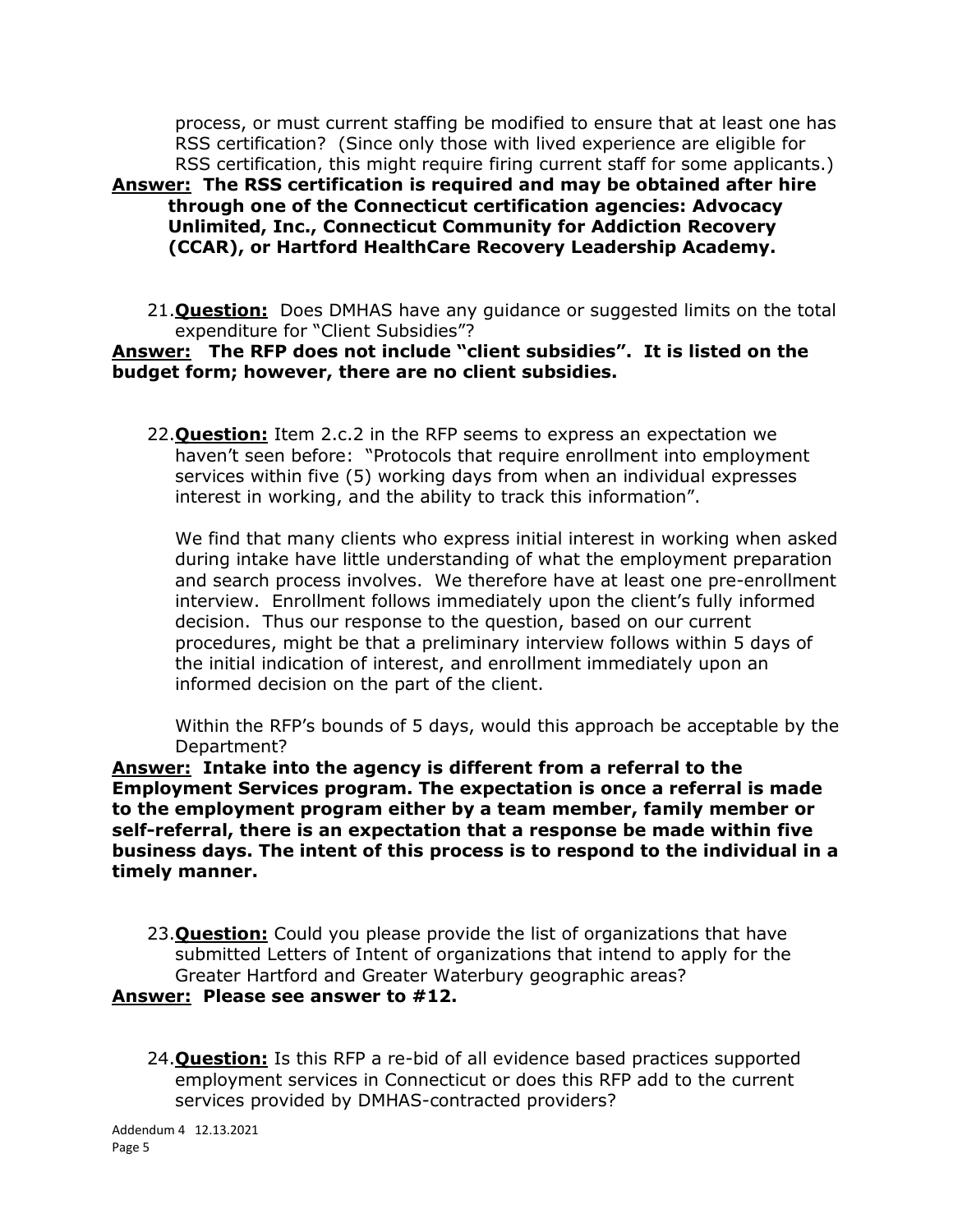process, or must current staffing be modified to ensure that at least one has RSS certification? (Since only those with lived experience are eligible for RSS certification, this might require firing current staff for some applicants.)

**Answer: The RSS certification is required and may be obtained after hire through one of the Connecticut certification agencies: Advocacy Unlimited, Inc., Connecticut Community for Addiction Recovery (CCAR), or Hartford HealthCare Recovery Leadership Academy.**

21. **Question:** Does DMHAS have any guidance or suggested limits on the total expenditure for "Client Subsidies"?

**Answer: The RFP does not include "client subsidies". It is listed on the budget form; however, there are no client subsidies.**

22. **Question:** Item 2.c.2 in the RFP seems to express an expectation we haven't seen before: "Protocols that require enrollment into employment services within five (5) working days from when an individual expresses interest in working, and the ability to track this information".

    We find that many clients who express initial interest in working when asked during intake have little understanding of what the employment preparation and search process involves. We therefore have at least one pre-enrollment interview. Enrollment follows immediately upon the client's fully informed decision. Thus our response to the question, based on our current procedures, might be that a preliminary interview follows within 5 days of the initial indication of interest, and enrollment immediately upon an informed decision on the part of the client.

    Within the RFP's bounds of 5 days, would this approach be acceptable by the Department?

**Answer: Intake into the agency is different from a referral to the Employment Services program. The expectation is once a referral is made to the employment program either by a team member, family member or self-referral, there is an expectation that a response be made within five business days. The intent of this process is to respond to the individual in a timely manner.**

23. **Question:** Could you please provide the list of organizations that have submitted Letters of Intent of organizations that intend to apply for the Greater Hartford and Greater Waterbury geographic areas?

**Answer: Please see answer to #12.**

24. **Question:** Is this RFP a re-bid of all evidence based practices supported employment services in Connecticut or does this RFP add to the current services provided by DMHAS-contracted providers?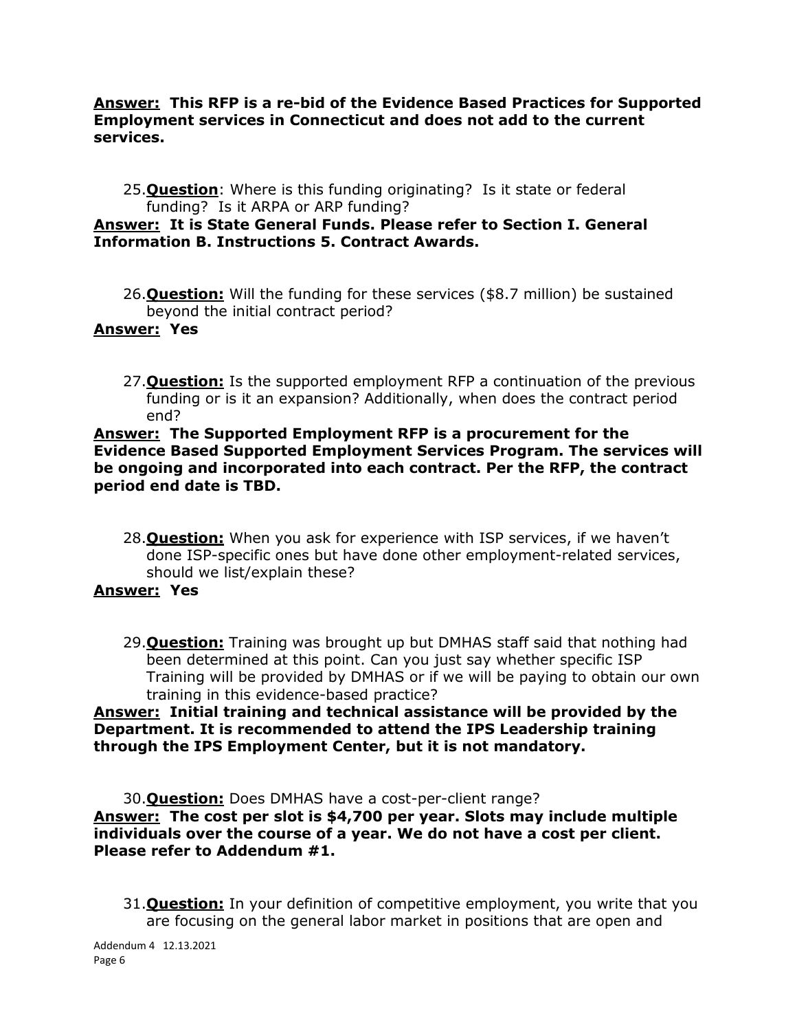**Answer: This RFP is a re-bid of the Evidence Based Practices for Supported Employment services in Connecticut and does not add to the current services.**

25. **Question**: Where is this funding originating? Is it state or federal funding? Is it ARPA or ARP funding?

**Answer: It is State General Funds. Please refer to Section I. General Information B. Instructions 5. Contract Awards.**

26. **Question:** Will the funding for these services ($8.7 million) be sustained beyond the initial contract period?

**Answer: Yes**

27. **Question:** Is the supported employment RFP a continuation of the previous funding or is it an expansion? Additionally, when does the contract period end?

**Answer: The Supported Employment RFP is a procurement for the Evidence Based Supported Employment Services Program. The services will be ongoing and incorporated into each contract. Per the RFP, the contract period end date is TBD.**

28. **Question:** When you ask for experience with ISP services, if we haven't done ISP-specific ones but have done other employment-related services, should we list/explain these?

**Answer: Yes**

29. **Question:** Training was brought up but DMHAS staff said that nothing had been determined at this point. Can you just say whether specific ISP Training will be provided by DMHAS or if we will be paying to obtain our own training in this evidence-based practice?

**Answer: Initial training and technical assistance will be provided by the Department. It is recommended to attend the IPS Leadership training through the IPS Employment Center, but it is not mandatory.**

30. **Question:** Does DMHAS have a cost-per-client range?

**Answer: The cost per slot is $4,700 per year. Slots may include multiple individuals over the course of a year. We do not have a cost per client. Please refer to Addendum #1.**

31. **Question:** In your definition of competitive employment, you write that you are focusing on the general labor market in positions that are open and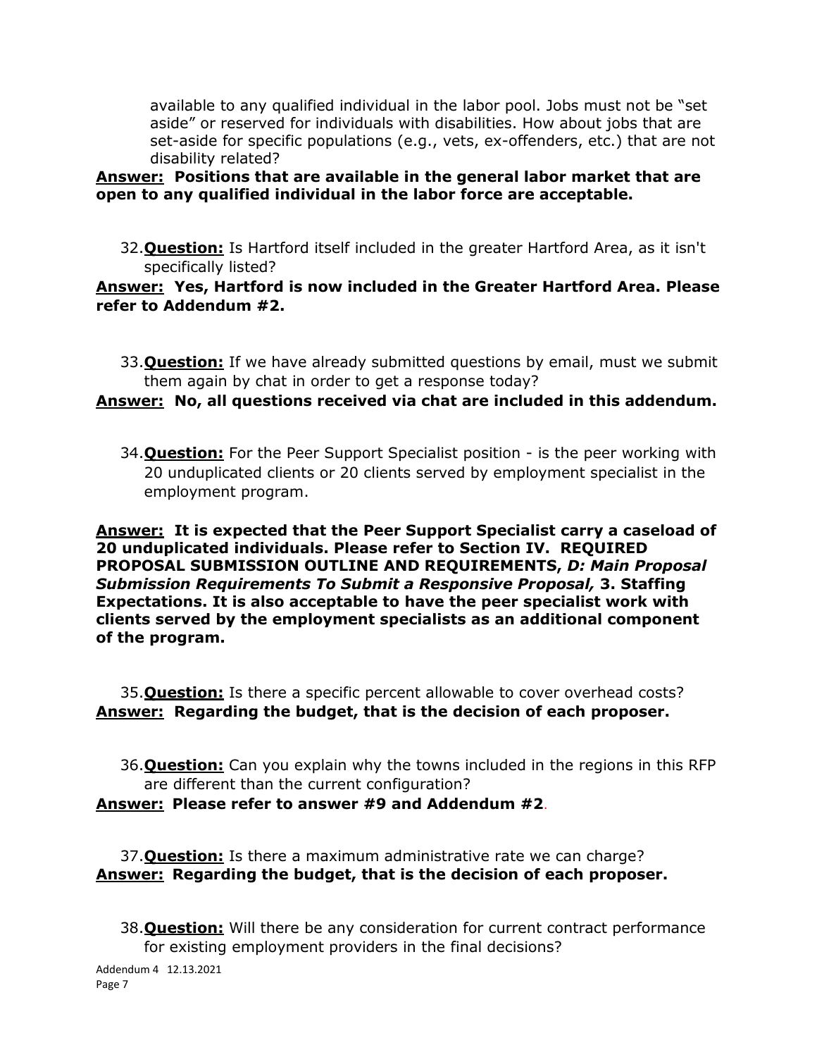available to any qualified individual in the labor pool. Jobs must not be "set aside" or reserved for individuals with disabilities. How about jobs that are set-aside for specific populations (e.g., vets, ex-offenders, etc.) that are not disability related?

**Answer: Positions that are available in the general labor market that are open to any qualified individual in the labor force are acceptable.**

32. **Question:** Is Hartford itself included in the greater Hartford Area, as it isn't specifically listed?

**Answer: Yes, Hartford is now included in the Greater Hartford Area. Please refer to Addendum #2.**

33. **Question:** If we have already submitted questions by email, must we submit them again by chat in order to get a response today?

**Answer: No, all questions received via chat are included in this addendum.**

34. **Question:** For the Peer Support Specialist position - is the peer working with 20 unduplicated clients or 20 clients served by employment specialist in the employment program.

**Answer: It is expected that the Peer Support Specialist carry a caseload of 20 unduplicated individuals. Please refer to Section IV. REQUIRED PROPOSAL SUBMISSION OUTLINE AND REQUIREMENTS, *D: Main Proposal Submission Requirements To Submit a Responsive Proposal,* 3. Staffing Expectations. It is also acceptable to have the peer specialist work with clients served by the employment specialists as an additional component of the program.**

35. **Question:** Is there a specific percent allowable to cover overhead costs?

**Answer: Regarding the budget, that is the decision of each proposer.**

36. **Question:** Can you explain why the towns included in the regions in this RFP are different than the current configuration?

**Answer: Please refer to answer #9 and Addendum #2.**

37. **Question:** Is there a maximum administrative rate we can charge?

**Answer: Regarding the budget, that is the decision of each proposer.**

38. **Question:** Will there be any consideration for current contract performance for existing employment providers in the final decisions?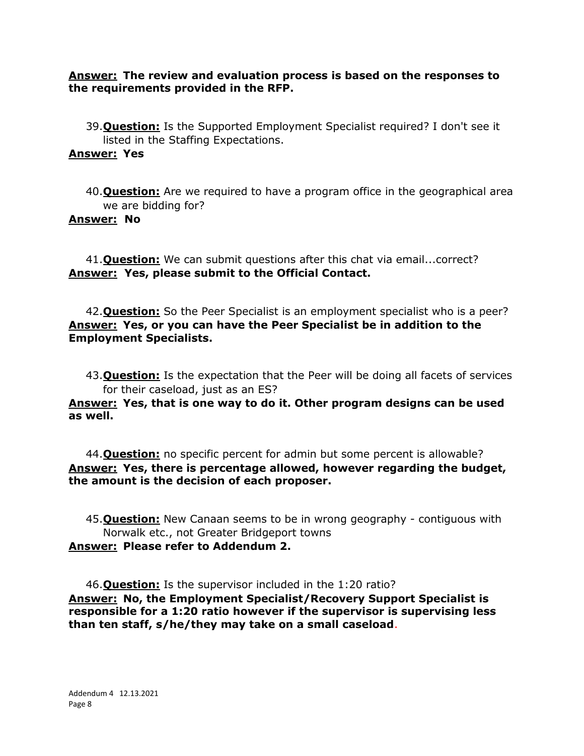**Answer: The review and evaluation process is based on the responses to the requirements provided in the RFP.**

39. **Question:** Is the Supported Employment Specialist required? I don't see it listed in the Staffing Expectations.

**Answer: Yes**

40. **Question:** Are we required to have a program office in the geographical area we are bidding for?

**Answer: No**

41. **Question:** We can submit questions after this chat via email...correct?

**Answer: Yes, please submit to the Official Contact.**

42. **Question:** So the Peer Specialist is an employment specialist who is a peer?

**Answer: Yes, or you can have the Peer Specialist be in addition to the Employment Specialists.**

43. **Question:** Is the expectation that the Peer will be doing all facets of services for their caseload, just as an ES?

**Answer: Yes, that is one way to do it. Other program designs can be used as well.**

44. **Question:** no specific percent for admin but some percent is allowable?

**Answer: Yes, there is percentage allowed, however regarding the budget, the amount is the decision of each proposer.**

45. **Question:** New Canaan seems to be in wrong geography - contiguous with Norwalk etc., not Greater Bridgeport towns

**Answer: Please refer to Addendum 2.**

46. **Question:** Is the supervisor included in the 1:20 ratio?

**Answer: No, the Employment Specialist/Recovery Support Specialist is responsible for a 1:20 ratio however if the supervisor is supervising less than ten staff, s/he/they may take on a small caseload.**

Addendum 4 12.13.2021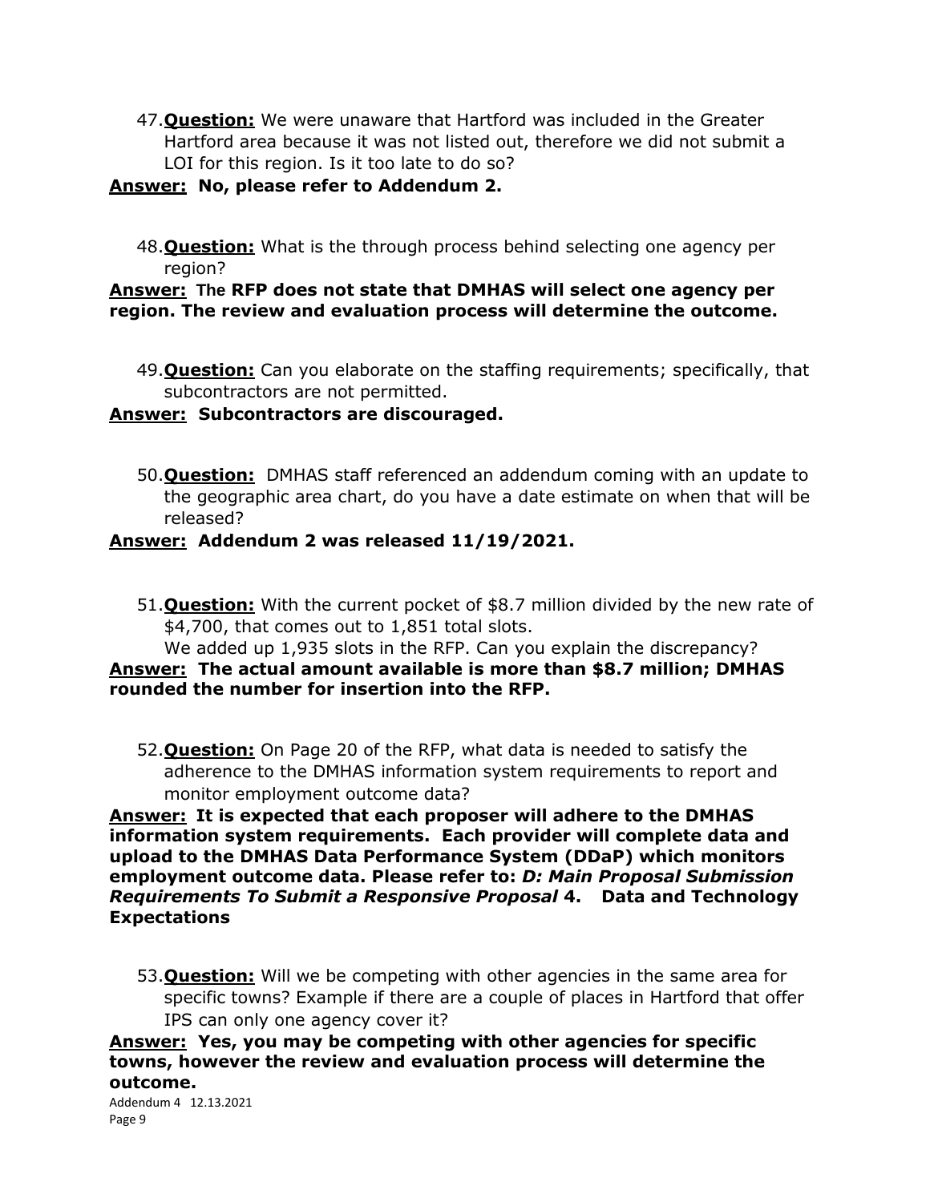47. **Question:** We were unaware that Hartford was included in the Greater Hartford area because it was not listed out, therefore we did not submit a LOI for this region. Is it too late to do so?

**Answer: No, please refer to Addendum 2.**

48. **Question:** What is the through process behind selecting one agency per region?

**Answer: The RFP does not state that DMHAS will select one agency per region. The review and evaluation process will determine the outcome.**

49. **Question:** Can you elaborate on the staffing requirements; specifically, that subcontractors are not permitted.

**Answer: Subcontractors are discouraged.**

50. **Question:** DMHAS staff referenced an addendum coming with an update to the geographic area chart, do you have a date estimate on when that will be released?

**Answer: Addendum 2 was released 11/19/2021.**

51. **Question:** With the current pocket of $8.7 million divided by the new rate of $4,700, that comes out to 1,851 total slots.
We added up 1,935 slots in the RFP. Can you explain the discrepancy?

**Answer: The actual amount available is more than $8.7 million; DMHAS rounded the number for insertion into the RFP.**

52. **Question:** On Page 20 of the RFP, what data is needed to satisfy the adherence to the DMHAS information system requirements to report and monitor employment outcome data?

**Answer: It is expected that each proposer will adhere to the DMHAS information system requirements. Each provider will complete data and upload to the DMHAS Data Performance System (DDaP) which monitors employment outcome data. Please refer to: *D: Main Proposal Submission Requirements To Submit a Responsive Proposal* 4. Data and Technology Expectations**

53. **Question:** Will we be competing with other agencies in the same area for specific towns? Example if there are a couple of places in Hartford that offer IPS can only one agency cover it?

**Answer: Yes, you may be competing with other agencies for specific towns, however the review and evaluation process will determine the outcome.**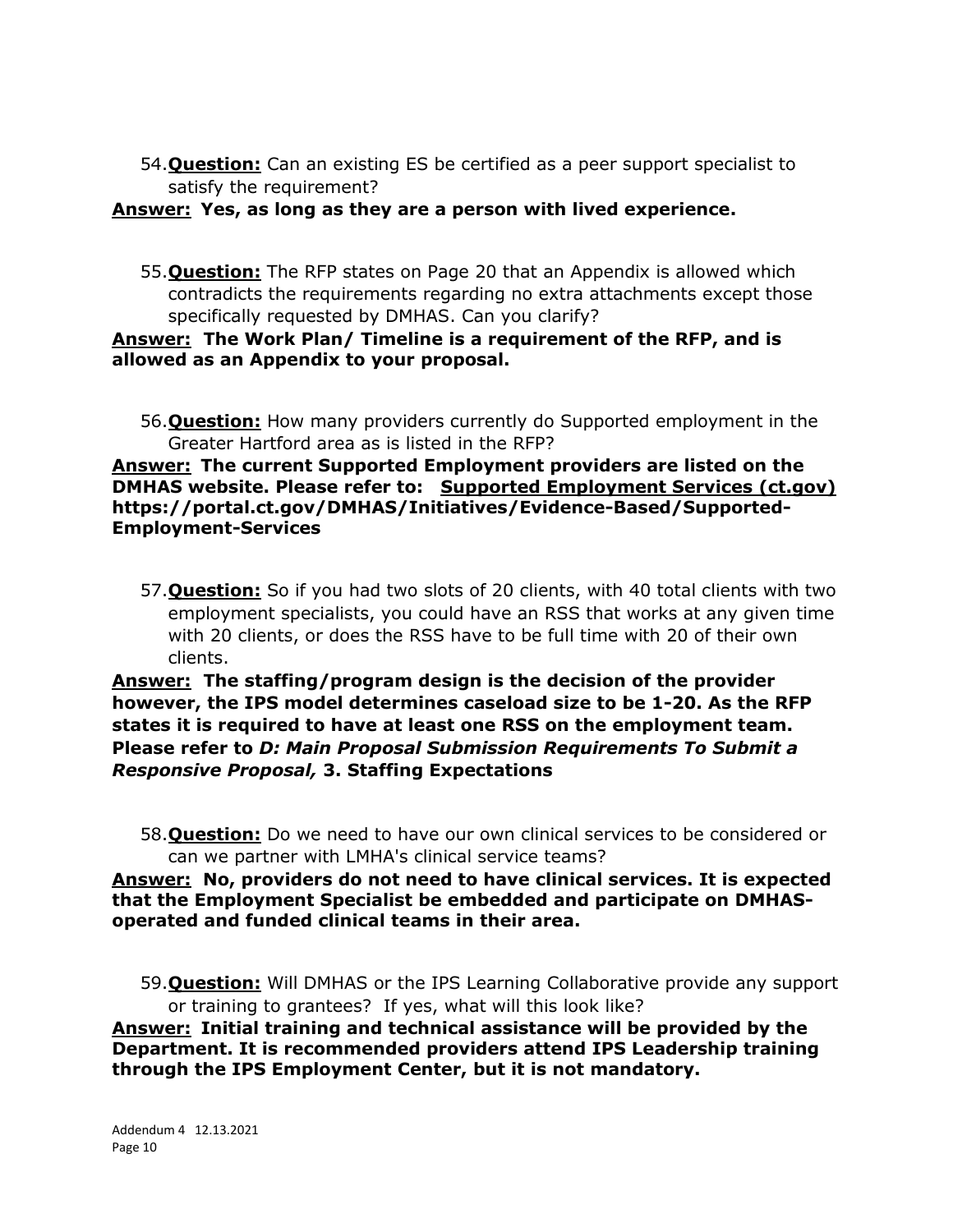54. **Question:** Can an existing ES be certified as a peer support specialist to satisfy the requirement?

**Answer: Yes, as long as they are a person with lived experience.**

55. **Question:** The RFP states on Page 20 that an Appendix is allowed which contradicts the requirements regarding no extra attachments except those specifically requested by DMHAS. Can you clarify?

**Answer: The Work Plan/ Timeline is a requirement of the RFP, and is allowed as an Appendix to your proposal.**

56. **Question:** How many providers currently do Supported employment in the Greater Hartford area as is listed in the RFP?

**Answer: The current Supported Employment providers are listed on the DMHAS website. Please refer to: Supported Employment Services (ct.gov) https://portal.ct.gov/DMHAS/Initiatives/Evidence-Based/Supported-Employment-Services**

57. **Question:** So if you had two slots of 20 clients, with 40 total clients with two employment specialists, you could have an RSS that works at any given time with 20 clients, or does the RSS have to be full time with 20 of their own clients.

**Answer: The staffing/program design is the decision of the provider however, the IPS model determines caseload size to be 1-20. As the RFP states it is required to have at least one RSS on the employment team. Please refer to *D: Main Proposal Submission Requirements To Submit a Responsive Proposal,* 3. Staffing Expectations**

58. **Question:** Do we need to have our own clinical services to be considered or can we partner with LMHA's clinical service teams?

**Answer: No, providers do not need to have clinical services. It is expected that the Employment Specialist be embedded and participate on DMHAS-operated and funded clinical teams in their area.**

59. **Question:** Will DMHAS or the IPS Learning Collaborative provide any support or training to grantees? If yes, what will this look like?

**Answer: Initial training and technical assistance will be provided by the Department. It is recommended providers attend IPS Leadership training through the IPS Employment Center, but it is not mandatory.**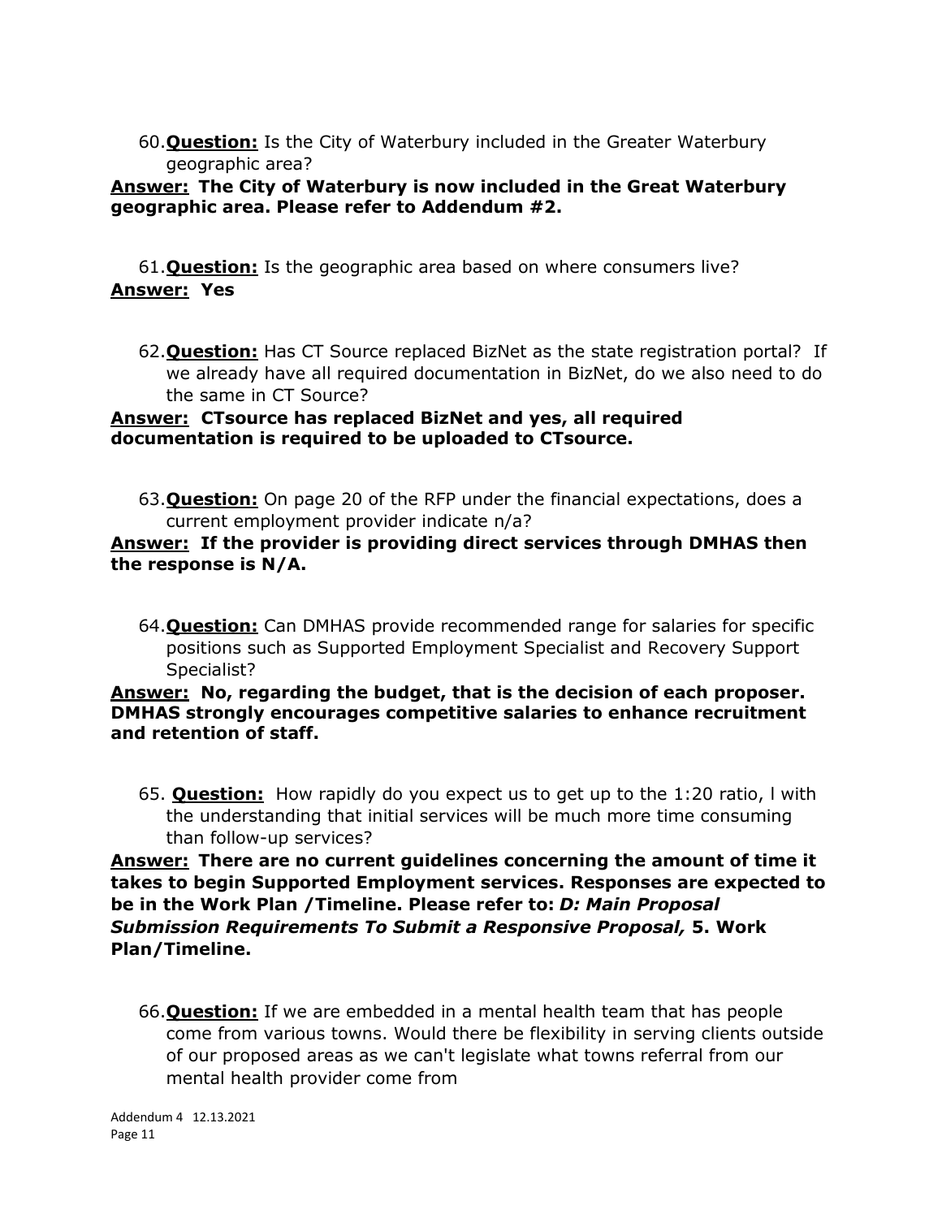60. **Question:** Is the City of Waterbury included in the Greater Waterbury geographic area?

**Answer: The City of Waterbury is now included in the Great Waterbury geographic area. Please refer to Addendum #2.**

61. **Question:** Is the geographic area based on where consumers live?

**Answer: Yes**

62. **Question:** Has CT Source replaced BizNet as the state registration portal? If we already have all required documentation in BizNet, do we also need to do the same in CT Source?

**Answer: CTsource has replaced BizNet and yes, all required documentation is required to be uploaded to CTsource.**

63. **Question:** On page 20 of the RFP under the financial expectations, does a current employment provider indicate n/a?

**Answer: If the provider is providing direct services through DMHAS then the response is N/A.**

64. **Question:** Can DMHAS provide recommended range for salaries for specific positions such as Supported Employment Specialist and Recovery Support Specialist?

**Answer: No, regarding the budget, that is the decision of each proposer. DMHAS strongly encourages competitive salaries to enhance recruitment and retention of staff.**

65. **Question:** How rapidly do you expect us to get up to the 1:20 ratio, l with the understanding that initial services will be much more time consuming than follow-up services?

**Answer: There are no current guidelines concerning the amount of time it takes to begin Supported Employment services. Responses are expected to be in the Work Plan /Timeline. Please refer to: *D: Main Proposal Submission Requirements To Submit a Responsive Proposal,* 5. Work Plan/Timeline.**

66. **Question:** If we are embedded in a mental health team that has people come from various towns. Would there be flexibility in serving clients outside of our proposed areas as we can't legislate what towns referral from our mental health provider come from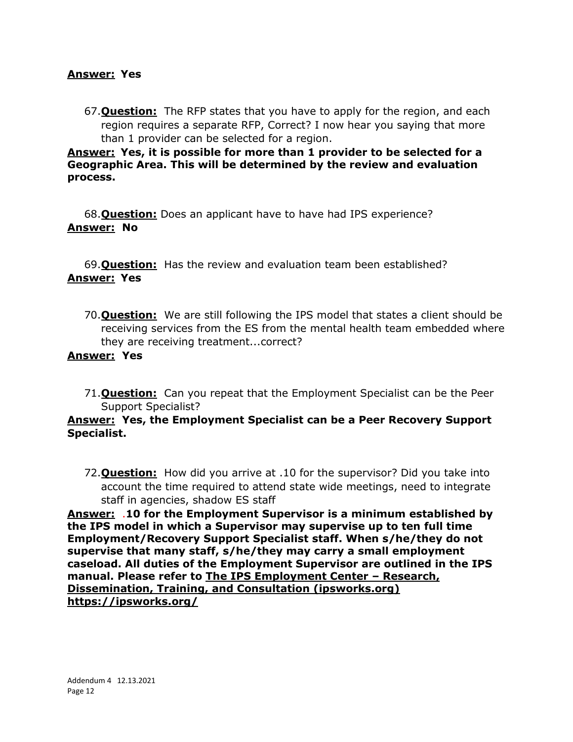**Answer: Yes**

67. **Question:** The RFP states that you have to apply for the region, and each region requires a separate RFP, Correct? I now hear you saying that more than 1 provider can be selected for a region.

**Answer: Yes, it is possible for more than 1 provider to be selected for a Geographic Area. This will be determined by the review and evaluation process.**

68. **Question:** Does an applicant have to have had IPS experience?

**Answer: No**

69. **Question:** Has the review and evaluation team been established?

**Answer: Yes**

70. **Question:** We are still following the IPS model that states a client should be receiving services from the ES from the mental health team embedded where they are receiving treatment...correct?

**Answer: Yes**

71. **Question:** Can you repeat that the Employment Specialist can be the Peer Support Specialist?

**Answer: Yes, the Employment Specialist can be a Peer Recovery Support Specialist.**

72. **Question:** How did you arrive at .10 for the supervisor? Did you take into account the time required to attend state wide meetings, need to integrate staff in agencies, shadow ES staff

**Answer: .10 for the Employment Supervisor is a minimum established by the IPS model in which a Supervisor may supervise up to ten full time Employment/Recovery Support Specialist staff. When s/he/they do not supervise that many staff, s/he/they may carry a small employment caseload. All duties of the Employment Supervisor are outlined in the IPS manual. Please refer to The IPS Employment Center – Research, Dissemination, Training, and Consultation (ipsworks.org) https://ipsworks.org/**

Addendum 4 12.13.2021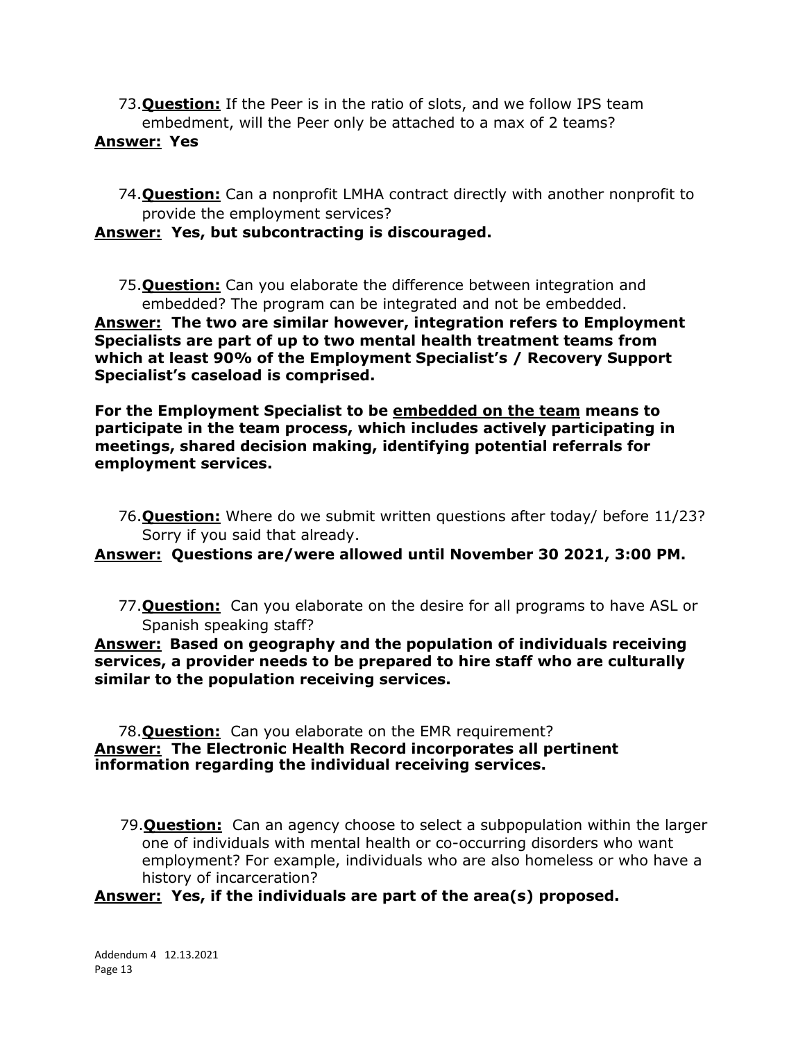73. **Question:** If the Peer is in the ratio of slots, and we follow IPS team embedment, will the Peer only be attached to a max of 2 teams?

**Answer: Yes**

74. **Question:** Can a nonprofit LMHA contract directly with another nonprofit to provide the employment services?

**Answer: Yes, but subcontracting is discouraged.**

75. **Question:** Can you elaborate the difference between integration and embedded? The program can be integrated and not be embedded.

**Answer: The two are similar however, integration refers to Employment Specialists are part of up to two mental health treatment teams from which at least 90% of the Employment Specialist's / Recovery Support Specialist's caseload is comprised.**

**For the Employment Specialist to be embedded on the team means to participate in the team process, which includes actively participating in meetings, shared decision making, identifying potential referrals for employment services.**

76. **Question:** Where do we submit written questions after today/ before 11/23? Sorry if you said that already.

**Answer: Questions are/were allowed until November 30 2021, 3:00 PM.**

77. **Question:** Can you elaborate on the desire for all programs to have ASL or Spanish speaking staff?

**Answer: Based on geography and the population of individuals receiving services, a provider needs to be prepared to hire staff who are culturally similar to the population receiving services.**

78. **Question:** Can you elaborate on the EMR requirement?

**Answer: The Electronic Health Record incorporates all pertinent information regarding the individual receiving services.**

79. **Question:** Can an agency choose to select a subpopulation within the larger one of individuals with mental health or co-occurring disorders who want employment? For example, individuals who are also homeless or who have a history of incarceration?

**Answer: Yes, if the individuals are part of the area(s) proposed.**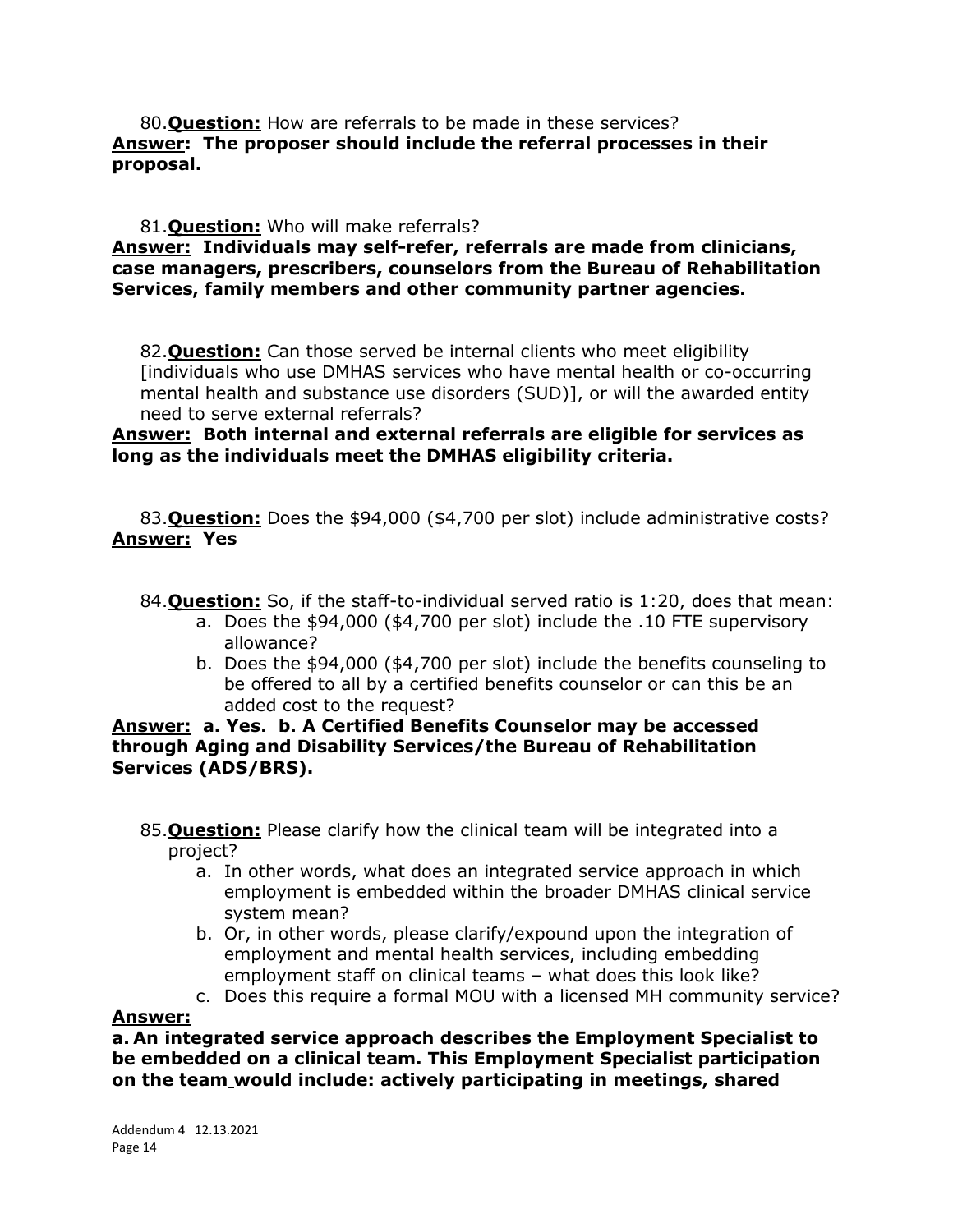80. **<u>Question:</u>** How are referrals to be made in these services?
**<u>Answer</u>: The proposer should include the referral processes in their proposal.**

81. **<u>Question:</u>** Who will make referrals?
**<u>Answer:</u> Individuals may self-refer, referrals are made from clinicians, case managers, prescribers, counselors from the Bureau of Rehabilitation Services, family members and other community partner agencies.**

82. **<u>Question:</u>** Can those served be internal clients who meet eligibility [individuals who use DMHAS services who have mental health or co-occurring mental health and substance use disorders (SUD)], or will the awarded entity need to serve external referrals?
**<u>Answer:</u> Both internal and external referrals are eligible for services as long as the individuals meet the DMHAS eligibility criteria.**

83. **<u>Question:</u>** Does the $94,000 ($4,700 per slot) include administrative costs?
**<u>Answer:</u> Yes**

84. **<u>Question:</u>** So, if the staff-to-individual served ratio is 1:20, does that mean:
    a. Does the $94,000 ($4,700 per slot) include the .10 FTE supervisory allowance?
    b. Does the $94,000 ($4,700 per slot) include the benefits counseling to be offered to all by a certified benefits counselor or can this be an added cost to the request?

**<u>Answer:</u> a. Yes. b. A Certified Benefits Counselor may be accessed through Aging and Disability Services/the Bureau of Rehabilitation Services (ADS/BRS).**

85. **<u>Question:</u>** Please clarify how the clinical team will be integrated into a project?
    a. In other words, what does an integrated service approach in which employment is embedded within the broader DMHAS clinical service system mean?
    b. Or, in other words, please clarify/expound upon the integration of employment and mental health services, including embedding employment staff on clinical teams – what does this look like?
    c. Does this require a formal MOU with a licensed MH community service?

**<u>Answer:</u>**

**a. An integrated service approach describes the Employment Specialist to be embedded on a clinical team. This Employment Specialist participation on the team would include: actively participating in meetings, shared**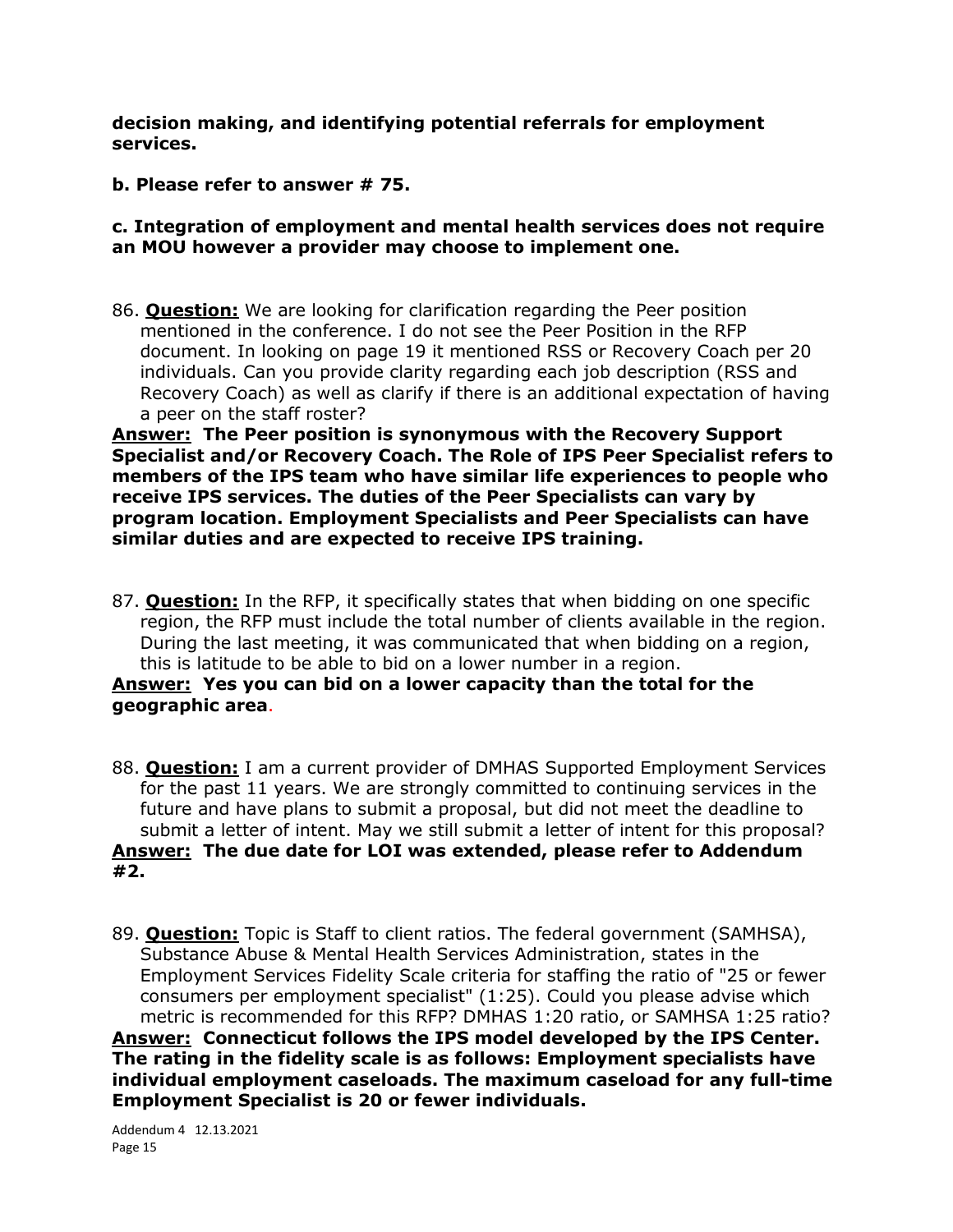**decision making, and identifying potential referrals for employment services.**

**b. Please refer to answer # 75.**

**c. Integration of employment and mental health services does not require an MOU however a provider may choose to implement one.**

86. **__Question:__** We are looking for clarification regarding the Peer position mentioned in the conference. I do not see the Peer Position in the RFP document. In looking on page 19 it mentioned RSS or Recovery Coach per 20 individuals. Can you provide clarity regarding each job description (RSS and Recovery Coach) as well as clarify if there is an additional expectation of having a peer on the staff roster?

**__Answer:__ The Peer position is synonymous with the Recovery Support Specialist and/or Recovery Coach. The Role of IPS Peer Specialist refers to members of the IPS team who have similar life experiences to people who receive IPS services. The duties of the Peer Specialists can vary by program location. Employment Specialists and Peer Specialists can have similar duties and are expected to receive IPS training.**

87. **__Question:__** In the RFP, it specifically states that when bidding on one specific region, the RFP must include the total number of clients available in the region. During the last meeting, it was communicated that when bidding on a region, this is latitude to be able to bid on a lower number in a region.

**__Answer:__ Yes you can bid on a lower capacity than the total for the geographic area.**

88. **__Question:__** I am a current provider of DMHAS Supported Employment Services for the past 11 years. We are strongly committed to continuing services in the future and have plans to submit a proposal, but did not meet the deadline to submit a letter of intent. May we still submit a letter of intent for this proposal?

**__Answer:__ The due date for LOI was extended, please refer to Addendum #2.**

89. **__Question:__** Topic is Staff to client ratios. The federal government (SAMHSA), Substance Abuse & Mental Health Services Administration, states in the Employment Services Fidelity Scale criteria for staffing the ratio of "25 or fewer consumers per employment specialist" (1:25). Could you please advise which metric is recommended for this RFP? DMHAS 1:20 ratio, or SAMHSA 1:25 ratio?

**__Answer:__ Connecticut follows the IPS model developed by the IPS Center. The rating in the fidelity scale is as follows: Employment specialists have individual employment caseloads. The maximum caseload for any full-time Employment Specialist is 20 or fewer individuals.**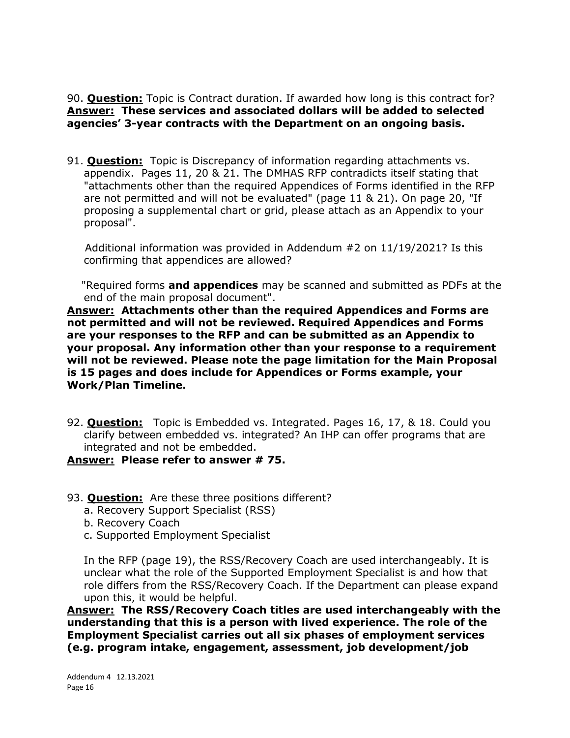90. **<u>Question:</u>** Topic is Contract duration. If awarded how long is this contract for?
**<u>Answer:</u> These services and associated dollars will be added to selected agencies' 3-year contracts with the Department on an ongoing basis.**

91. **<u>Question:</u>** Topic is Discrepancy of information regarding attachments vs. appendix. Pages 11, 20 & 21. The DMHAS RFP contradicts itself stating that "attachments other than the required Appendices of Forms identified in the RFP are not permitted and will not be evaluated" (page 11 & 21). On page 20, "If proposing a supplemental chart or grid, please attach as an Appendix to your proposal".

    Additional information was provided in Addendum #2 on 11/19/2021? Is this confirming that appendices are allowed?

    "Required forms **and appendices** may be scanned and submitted as PDFs at the end of the main proposal document".

**<u>Answer:</u> Attachments other than the required Appendices and Forms are not permitted and will not be reviewed. Required Appendices and Forms are your responses to the RFP and can be submitted as an Appendix to your proposal. Any information other than your response to a requirement will not be reviewed. Please note the page limitation for the Main Proposal is 15 pages and does include for Appendices or Forms example, your Work/Plan Timeline.**

92. **<u>Question:</u>** Topic is Embedded vs. Integrated. Pages 16, 17, & 18. Could you clarify between embedded vs. integrated? An IHP can offer programs that are integrated and not be embedded.

**<u>Answer:</u> Please refer to answer # 75.**

93. **<u>Question:</u>** Are these three positions different?
    a. Recovery Support Specialist (RSS)
    b. Recovery Coach
    c. Supported Employment Specialist

    In the RFP (page 19), the RSS/Recovery Coach are used interchangeably. It is unclear what the role of the Supported Employment Specialist is and how that role differs from the RSS/Recovery Coach. If the Department can please expand upon this, it would be helpful.

**<u>Answer:</u> The RSS/Recovery Coach titles are used interchangeably with the understanding that this is a person with lived experience. The role of the Employment Specialist carries out all six phases of employment services (e.g. program intake, engagement, assessment, job development/job**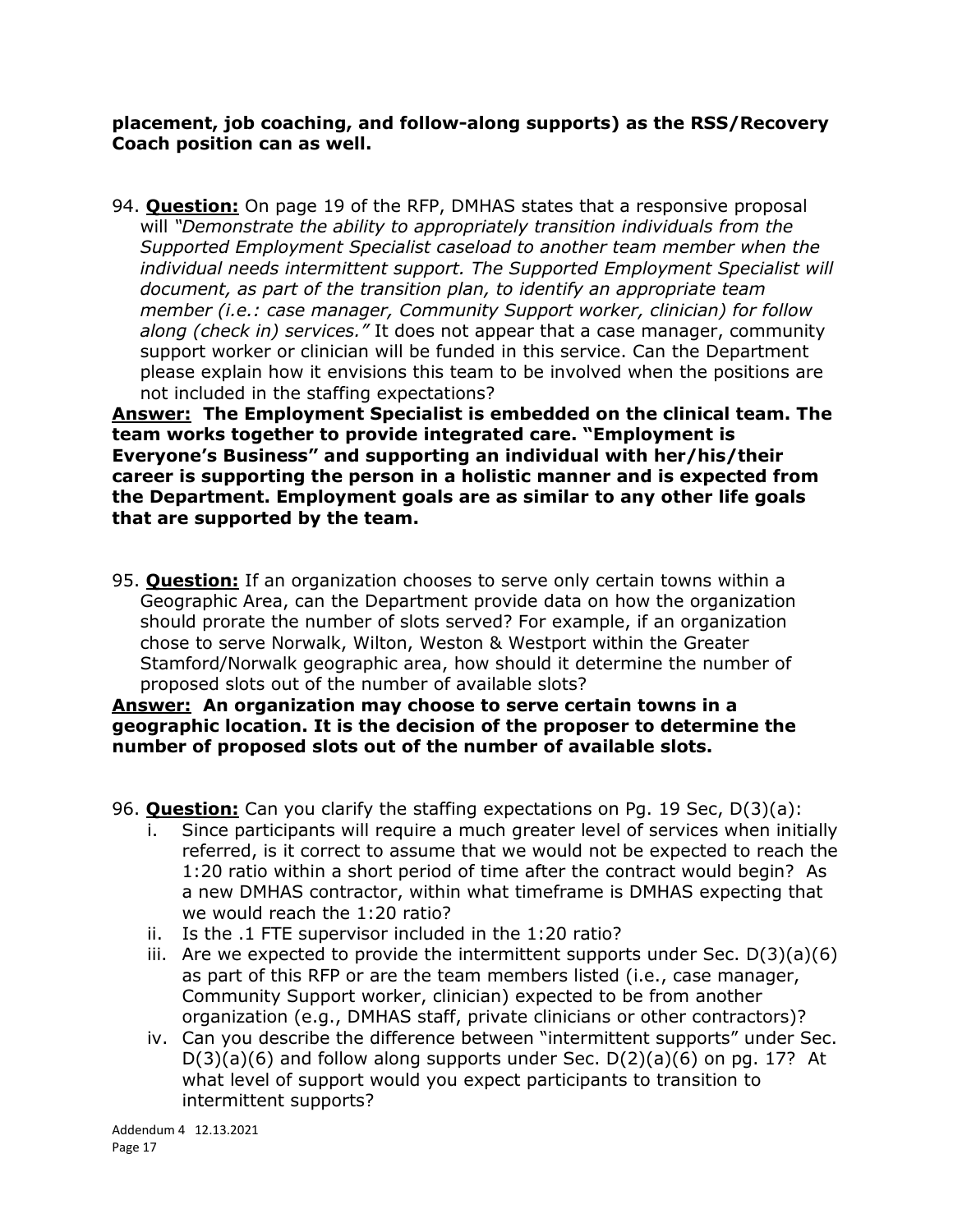**placement, job coaching, and follow-along supports) as the RSS/Recovery Coach position can as well.**

94. **<u>Question:</u>** On page 19 of the RFP, DMHAS states that a responsive proposal will *"Demonstrate the ability to appropriately transition individuals from the Supported Employment Specialist caseload to another team member when the individual needs intermittent support. The Supported Employment Specialist will document, as part of the transition plan, to identify an appropriate team member (i.e.: case manager, Community Support worker, clinician) for follow along (check in) services."* It does not appear that a case manager, community support worker or clinician will be funded in this service. Can the Department please explain how it envisions this team to be involved when the positions are not included in the staffing expectations?

**<u>Answer:</u> The Employment Specialist is embedded on the clinical team. The team works together to provide integrated care. "Employment is Everyone's Business" and supporting an individual with her/his/their career is supporting the person in a holistic manner and is expected from the Department. Employment goals are as similar to any other life goals that are supported by the team.**

95. **<u>Question:</u>** If an organization chooses to serve only certain towns within a Geographic Area, can the Department provide data on how the organization should prorate the number of slots served? For example, if an organization chose to serve Norwalk, Wilton, Weston & Westport within the Greater Stamford/Norwalk geographic area, how should it determine the number of proposed slots out of the number of available slots?

**<u>Answer:</u> An organization may choose to serve certain towns in a geographic location. It is the decision of the proposer to determine the number of proposed slots out of the number of available slots.**

96. **<u>Question:</u>** Can you clarify the staffing expectations on Pg. 19 Sec, D(3)(a):
    i. Since participants will require a much greater level of services when initially referred, is it correct to assume that we would not be expected to reach the 1:20 ratio within a short period of time after the contract would begin? As a new DMHAS contractor, within what timeframe is DMHAS expecting that we would reach the 1:20 ratio?
    ii. Is the .1 FTE supervisor included in the 1:20 ratio?
    iii. Are we expected to provide the intermittent supports under Sec. D(3)(a)(6) as part of this RFP or are the team members listed (i.e., case manager, Community Support worker, clinician) expected to be from another organization (e.g., DMHAS staff, private clinicians or other contractors)?
    iv. Can you describe the difference between "intermittent supports" under Sec. D(3)(a)(6) and follow along supports under Sec. D(2)(a)(6) on pg. 17? At what level of support would you expect participants to transition to intermittent supports?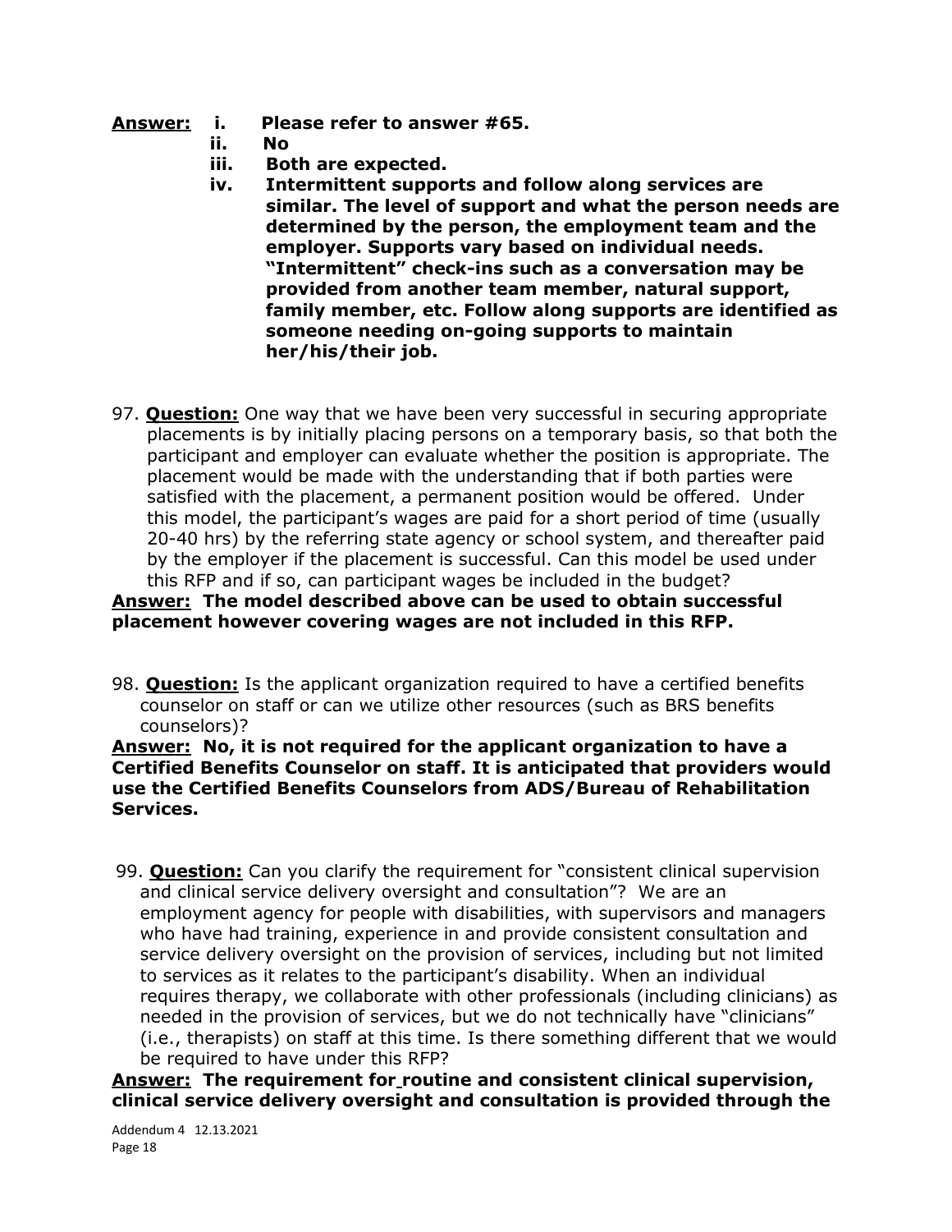**Answer:** **i. Please refer to answer #65.**
**ii. No**
**iii. Both are expected.**
**iv. Intermittent supports and follow along services are similar. The level of support and what the person needs are determined by the person, the employment team and the employer. Supports vary based on individual needs. "Intermittent" check-ins such as a conversation may be provided from another team member, natural support, family member, etc. Follow along supports are identified as someone needing on-going supports to maintain her/his/their job.**

97. **Question:** One way that we have been very successful in securing appropriate placements is by initially placing persons on a temporary basis, so that both the participant and employer can evaluate whether the position is appropriate. The placement would be made with the understanding that if both parties were satisfied with the placement, a permanent position would be offered. Under this model, the participant's wages are paid for a short period of time (usually 20-40 hrs) by the referring state agency or school system, and thereafter paid by the employer if the placement is successful. Can this model be used under this RFP and if so, can participant wages be included in the budget?

**Answer:** **The model described above can be used to obtain successful placement however covering wages are not included in this RFP.**

98. **Question:** Is the applicant organization required to have a certified benefits counselor on staff or can we utilize other resources (such as BRS benefits counselors)?

**Answer:** **No, it is not required for the applicant organization to have a Certified Benefits Counselor on staff. It is anticipated that providers would use the Certified Benefits Counselors from ADS/Bureau of Rehabilitation Services.**

99. **Question:** Can you clarify the requirement for "consistent clinical supervision and clinical service delivery oversight and consultation"? We are an employment agency for people with disabilities, with supervisors and managers who have had training, experience in and provide consistent consultation and service delivery oversight on the provision of services, including but not limited to services as it relates to the participant's disability. When an individual requires therapy, we collaborate with other professionals (including clinicians) as needed in the provision of services, but we do not technically have "clinicians" (i.e., therapists) on staff at this time. Is there something different that we would be required to have under this RFP?

**Answer:** **The requirement for routine and consistent clinical supervision, clinical service delivery oversight and consultation is provided through the**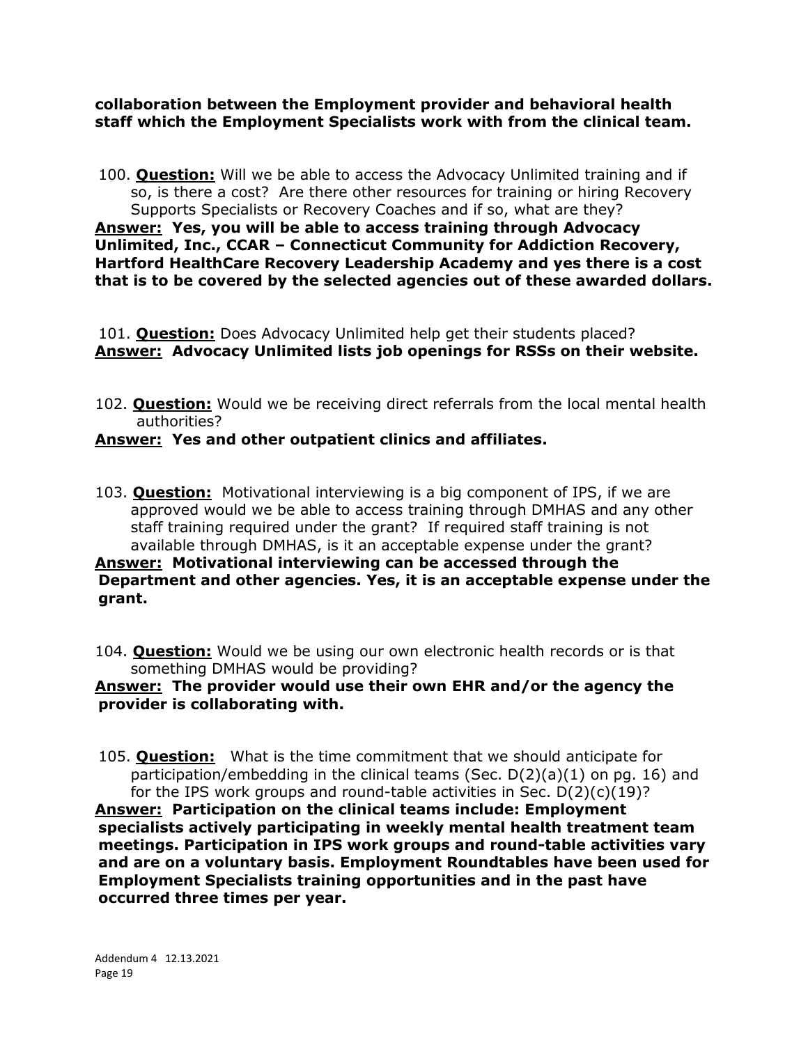**collaboration between the Employment provider and behavioral health staff which the Employment Specialists work with from the clinical team.**

100. **Question:** Will we be able to access the Advocacy Unlimited training and if so, is there a cost? Are there other resources for training or hiring Recovery Supports Specialists or Recovery Coaches and if so, what are they?

**Answer: Yes, you will be able to access training through Advocacy Unlimited, Inc., CCAR – Connecticut Community for Addiction Recovery, Hartford HealthCare Recovery Leadership Academy and yes there is a cost that is to be covered by the selected agencies out of these awarded dollars.**

101. **Question:** Does Advocacy Unlimited help get their students placed?

**Answer: Advocacy Unlimited lists job openings for RSSs on their website.**

102. **Question:** Would we be receiving direct referrals from the local mental health authorities?

**Answer: Yes and other outpatient clinics and affiliates.**

103. **Question:** Motivational interviewing is a big component of IPS, if we are approved would we be able to access training through DMHAS and any other staff training required under the grant? If required staff training is not available through DMHAS, is it an acceptable expense under the grant?

**Answer: Motivational interviewing can be accessed through the Department and other agencies. Yes, it is an acceptable expense under the grant.**

104. **Question:** Would we be using our own electronic health records or is that something DMHAS would be providing?

**Answer: The provider would use their own EHR and/or the agency the provider is collaborating with.**

105. **Question:** What is the time commitment that we should anticipate for participation/embedding in the clinical teams (Sec. D(2)(a)(1) on pg. 16) and for the IPS work groups and round-table activities in Sec. D(2)(c)(19)?

**Answer: Participation on the clinical teams include: Employment specialists actively participating in weekly mental health treatment team meetings. Participation in IPS work groups and round-table activities vary and are on a voluntary basis. Employment Roundtables have been used for Employment Specialists training opportunities and in the past have occurred three times per year.**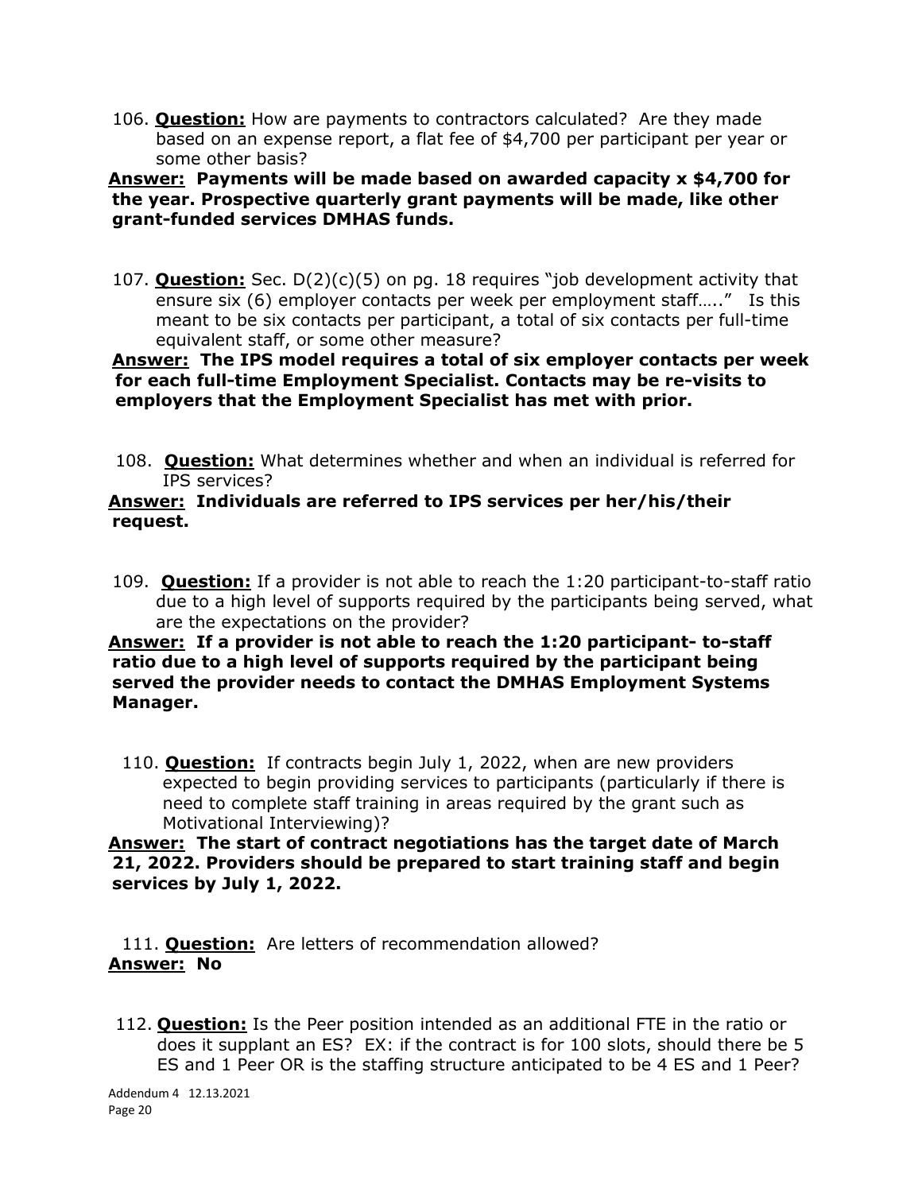106. **<u>Question:</u>** How are payments to contractors calculated? Are they made based on an expense report, a flat fee of $4,700 per participant per year or some other basis?

**<u>Answer:</u> Payments will be made based on awarded capacity x $4,700 for the year. Prospective quarterly grant payments will be made, like other grant-funded services DMHAS funds.**

107. **<u>Question:</u>** Sec. D(2)(c)(5) on pg. 18 requires "job development activity that ensure six (6) employer contacts per week per employment staff….." Is this meant to be six contacts per participant, a total of six contacts per full-time equivalent staff, or some other measure?

**<u>Answer:</u> The IPS model requires a total of six employer contacts per week for each full-time Employment Specialist. Contacts may be re-visits to employers that the Employment Specialist has met with prior.**

108. **<u>Question:</u>** What determines whether and when an individual is referred for IPS services?

**<u>Answer:</u> Individuals are referred to IPS services per her/his/their request.**

109. **<u>Question:</u>** If a provider is not able to reach the 1:20 participant-to-staff ratio due to a high level of supports required by the participants being served, what are the expectations on the provider?

**<u>Answer:</u> If a provider is not able to reach the 1:20 participant- to-staff ratio due to a high level of supports required by the participant being served the provider needs to contact the DMHAS Employment Systems Manager.**

110. **<u>Question:</u>** If contracts begin July 1, 2022, when are new providers expected to begin providing services to participants (particularly if there is need to complete staff training in areas required by the grant such as Motivational Interviewing)?

**<u>Answer:</u> The start of contract negotiations has the target date of March 21, 2022. Providers should be prepared to start training staff and begin services by July 1, 2022.**

111. **<u>Question:</u>** Are letters of recommendation allowed?

**<u>Answer:</u> No**

112. **<u>Question:</u>** Is the Peer position intended as an additional FTE in the ratio or does it supplant an ES? EX: if the contract is for 100 slots, should there be 5 ES and 1 Peer OR is the staffing structure anticipated to be 4 ES and 1 Peer?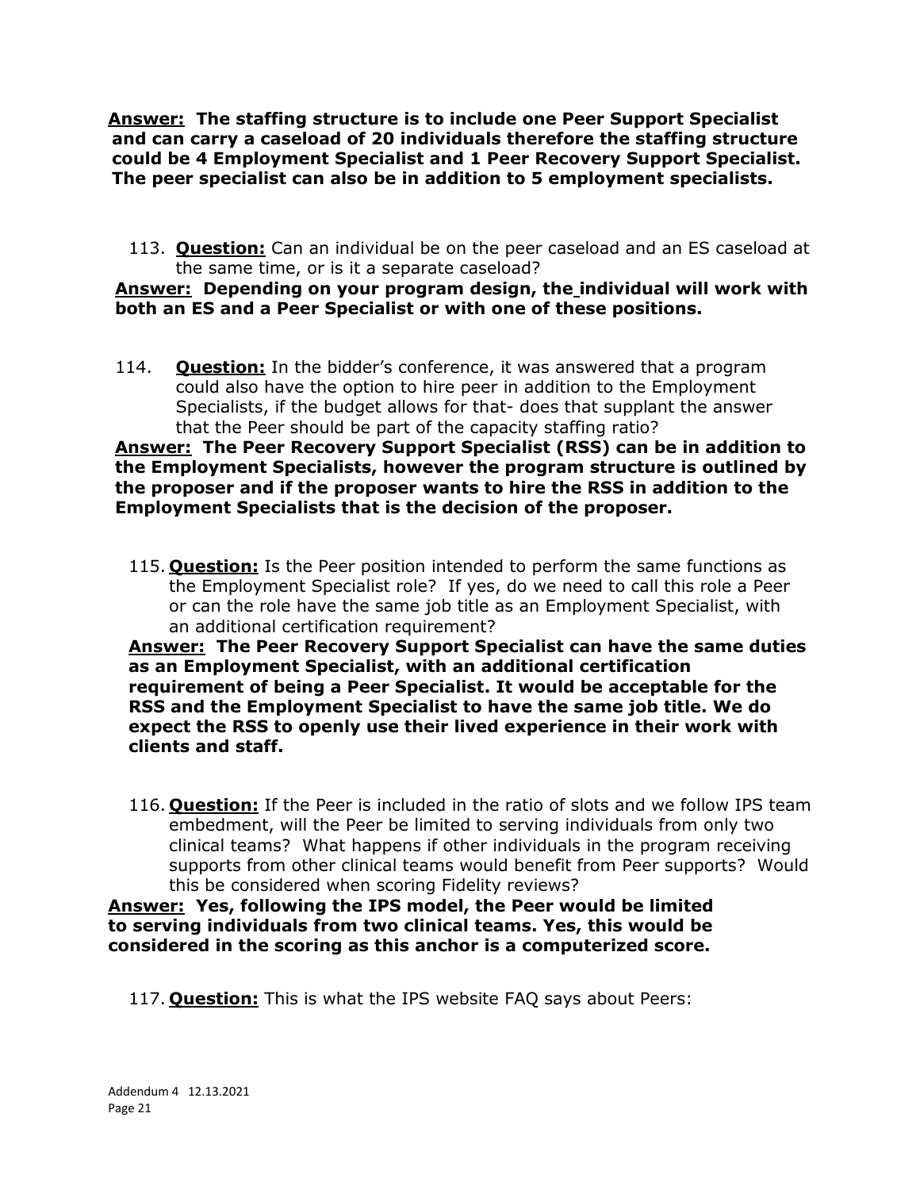**Answer: The staffing structure is to include one Peer Support Specialist and can carry a caseload of 20 individuals therefore the staffing structure could be 4 Employment Specialist and 1 Peer Recovery Support Specialist. The peer specialist can also be in addition to 5 employment specialists.**

113. **Question:** Can an individual be on the peer caseload and an ES caseload at the same time, or is it a separate caseload?

**Answer: Depending on your program design, the individual will work with both an ES and a Peer Specialist or with one of these positions.**

114. **Question:** In the bidder's conference, it was answered that a program could also have the option to hire peer in addition to the Employment Specialists, if the budget allows for that- does that supplant the answer that the Peer should be part of the capacity staffing ratio?

**Answer: The Peer Recovery Support Specialist (RSS) can be in addition to the Employment Specialists, however the program structure is outlined by the proposer and if the proposer wants to hire the RSS in addition to the Employment Specialists that is the decision of the proposer.**

115. **Question:** Is the Peer position intended to perform the same functions as the Employment Specialist role? If yes, do we need to call this role a Peer or can the role have the same job title as an Employment Specialist, with an additional certification requirement?

**Answer: The Peer Recovery Support Specialist can have the same duties as an Employment Specialist, with an additional certification requirement of being a Peer Specialist. It would be acceptable for the RSS and the Employment Specialist to have the same job title. We do expect the RSS to openly use their lived experience in their work with clients and staff.**

116. **Question:** If the Peer is included in the ratio of slots and we follow IPS team embedment, will the Peer be limited to serving individuals from only two clinical teams? What happens if other individuals in the program receiving supports from other clinical teams would benefit from Peer supports? Would this be considered when scoring Fidelity reviews?

**Answer: Yes, following the IPS model, the Peer would be limited to serving individuals from two clinical teams. Yes, this would be considered in the scoring as this anchor is a computerized score.**

117. **Question:** This is what the IPS website FAQ says about Peers: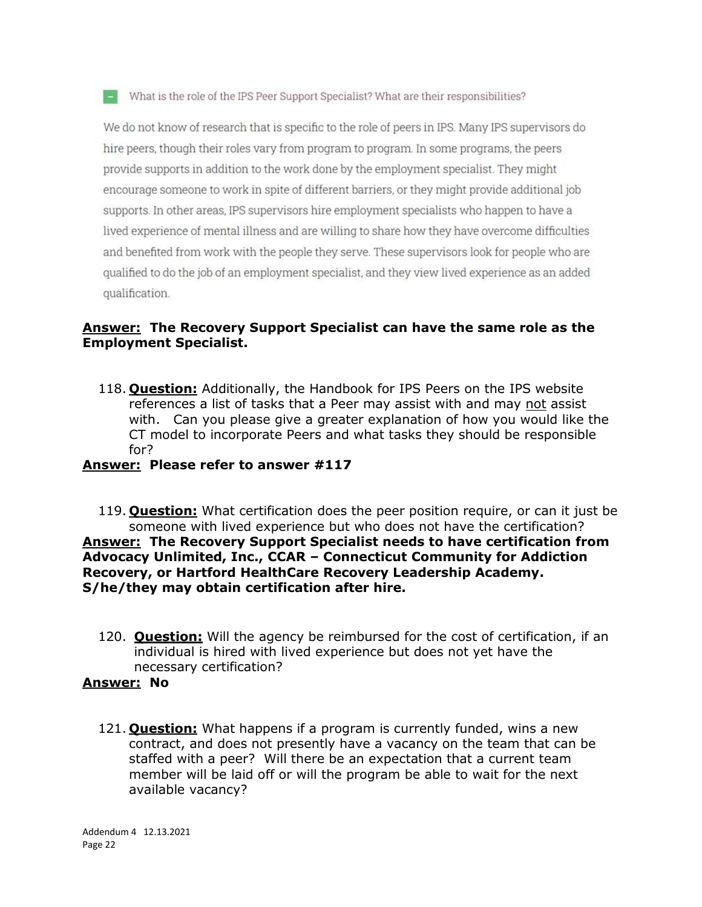What is the role of the IPS Peer Support Specialist? What are their responsibilities?

We do not know of research that is specific to the role of peers in IPS. Many IPS supervisors do hire peers, though their roles vary from program to program. In some programs, the peers provide supports in addition to the work done by the employment specialist. They might encourage someone to work in spite of different barriers, or they might provide additional job supports. In other areas, IPS supervisors hire employment specialists who happen to have a lived experience of mental illness and are willing to share how they have overcome difficulties and benefited from work with the people they serve. These supervisors look for people who are qualified to do the job of an employment specialist, and they view lived experience as an added qualification.

**Answer: The Recovery Support Specialist can have the same role as the Employment Specialist.**

118. **Question:** Additionally, the Handbook for IPS Peers on the IPS website references a list of tasks that a Peer may assist with and may not assist with. Can you please give a greater explanation of how you would like the CT model to incorporate Peers and what tasks they should be responsible for?

**Answer: Please refer to answer #117**

119. **Question:** What certification does the peer position require, or can it just be someone with lived experience but who does not have the certification?

**Answer: The Recovery Support Specialist needs to have certification from Advocacy Unlimited, Inc., CCAR – Connecticut Community for Addiction Recovery, or Hartford HealthCare Recovery Leadership Academy. S/he/they may obtain certification after hire.**

120. **Question:** Will the agency be reimbursed for the cost of certification, if an individual is hired with lived experience but does not yet have the necessary certification?

**Answer: No**

121. **Question:** What happens if a program is currently funded, wins a new contract, and does not presently have a vacancy on the team that can be staffed with a peer? Will there be an expectation that a current team member will be laid off or will the program be able to wait for the next available vacancy?

Addendum 4 12.13.2021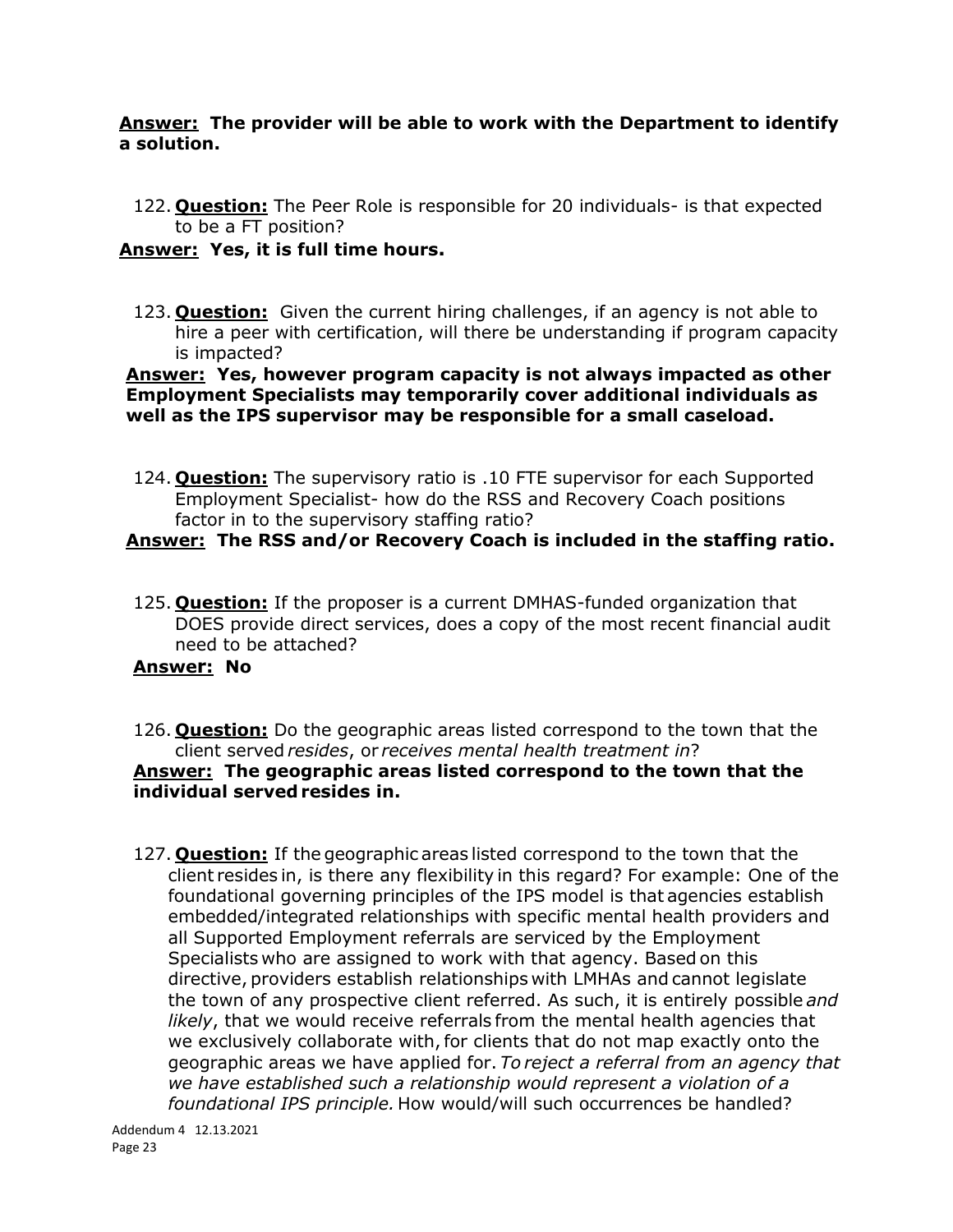**<u>Answer:</u> The provider will be able to work with the Department to identify a solution.**

122. **<u>Question:</u>** The Peer Role is responsible for 20 individuals- is that expected to be a FT position?

**<u>Answer:</u> Yes, it is full time hours.**

123. **<u>Question:</u>** Given the current hiring challenges, if an agency is not able to hire a peer with certification, will there be understanding if program capacity is impacted?

**<u>Answer:</u> Yes, however program capacity is not always impacted as other Employment Specialists may temporarily cover additional individuals as well as the IPS supervisor may be responsible for a small caseload.**

124. **<u>Question:</u>** The supervisory ratio is .10 FTE supervisor for each Supported Employment Specialist- how do the RSS and Recovery Coach positions factor in to the supervisory staffing ratio?

**<u>Answer:</u> The RSS and/or Recovery Coach is included in the staffing ratio.**

125. **<u>Question:</u>** If the proposer is a current DMHAS-funded organization that DOES provide direct services, does a copy of the most recent financial audit need to be attached?

**<u>Answer:</u> No**

126. **<u>Question:</u>** Do the geographic areas listed correspond to the town that the client served *resides*, or *receives mental health treatment in*?

**<u>Answer:</u> The geographic areas listed correspond to the town that the individual served resides in.**

127. **<u>Question:</u>** If the geographic areas listed correspond to the town that the client resides in, is there any flexibility in this regard? For example: One of the foundational governing principles of the IPS model is that agencies establish embedded/integrated relationships with specific mental health providers and all Supported Employment referrals are serviced by the Employment Specialists who are assigned to work with that agency. Based on this directive, providers establish relationships with LMHAs and cannot legislate the town of any prospective client referred. As such, it is entirely possible *and likely*, that we would receive referrals from the mental health agencies that we exclusively collaborate with, for clients that do not map exactly onto the geographic areas we have applied for. *To reject a referral from an agency that we have established such a relationship would represent a violation of a foundational IPS principle.* How would/will such occurrences be handled?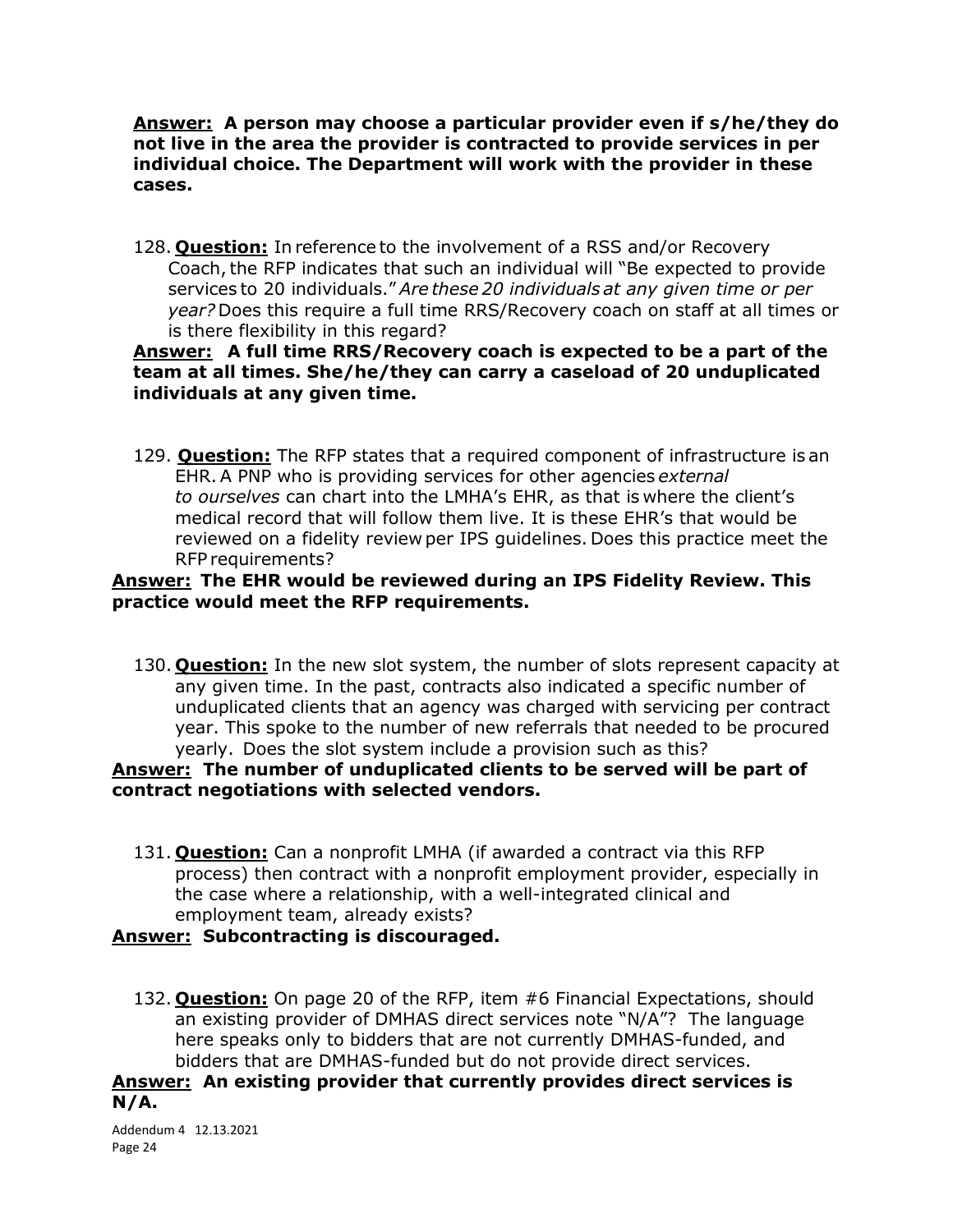**Answer: A person may choose a particular provider even if s/he/they do not live in the area the provider is contracted to provide services in per individual choice. The Department will work with the provider in these cases.**

128. **Question:** In reference to the involvement of a RSS and/or Recovery Coach, the RFP indicates that such an individual will "Be expected to provide services to 20 individuals." *Are these 20 individuals at any given time or per year?* Does this require a full time RRS/Recovery coach on staff at all times or is there flexibility in this regard?

**Answer: A full time RRS/Recovery coach is expected to be a part of the team at all times. She/he/they can carry a caseload of 20 unduplicated individuals at any given time.**

129. **Question:** The RFP states that a required component of infrastructure is an EHR. A PNP who is providing services for other agencies *external to ourselves* can chart into the LMHA's EHR, as that is where the client's medical record that will follow them live. It is these EHR's that would be reviewed on a fidelity review per IPS guidelines. Does this practice meet the RFP requirements?

**Answer: The EHR would be reviewed during an IPS Fidelity Review. This practice would meet the RFP requirements.**

130. **Question:** In the new slot system, the number of slots represent capacity at any given time. In the past, contracts also indicated a specific number of unduplicated clients that an agency was charged with servicing per contract year. This spoke to the number of new referrals that needed to be procured yearly. Does the slot system include a provision such as this?

**Answer: The number of unduplicated clients to be served will be part of contract negotiations with selected vendors.**

131. **Question:** Can a nonprofit LMHA (if awarded a contract via this RFP process) then contract with a nonprofit employment provider, especially in the case where a relationship, with a well-integrated clinical and employment team, already exists?

**Answer: Subcontracting is discouraged.**

132. **Question:** On page 20 of the RFP, item #6 Financial Expectations, should an existing provider of DMHAS direct services note "N/A"? The language here speaks only to bidders that are not currently DMHAS-funded, and bidders that are DMHAS-funded but do not provide direct services.

**Answer: An existing provider that currently provides direct services is N/A.**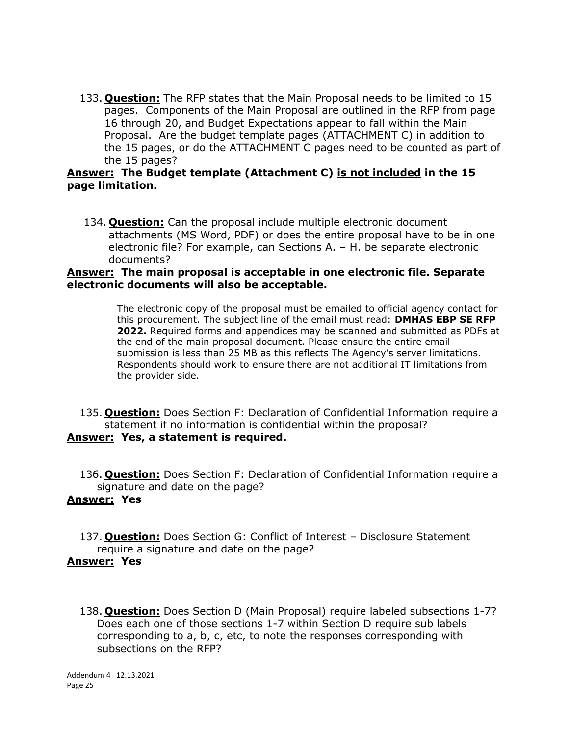133. **Question:** The RFP states that the Main Proposal needs to be limited to 15 pages. Components of the Main Proposal are outlined in the RFP from page 16 through 20, and Budget Expectations appear to fall within the Main Proposal. Are the budget template pages (ATTACHMENT C) in addition to the 15 pages, or do the ATTACHMENT C pages need to be counted as part of the 15 pages?

**Answer: The Budget template (Attachment C) is not included in the 15 page limitation.**

134. **Question:** Can the proposal include multiple electronic document attachments (MS Word, PDF) or does the entire proposal have to be in one electronic file? For example, can Sections A. – H. be separate electronic documents?

**Answer: The main proposal is acceptable in one electronic file. Separate electronic documents will also be acceptable.**

> The electronic copy of the proposal must be emailed to official agency contact for this procurement. The subject line of the email must read: **DMHAS EBP SE RFP 2022.** Required forms and appendices may be scanned and submitted as PDFs at the end of the main proposal document. Please ensure the entire email submission is less than 25 MB as this reflects The Agency's server limitations. Respondents should work to ensure there are not additional IT limitations from the provider side.

135. **Question:** Does Section F: Declaration of Confidential Information require a statement if no information is confidential within the proposal?

**Answer: Yes, a statement is required.**

136. **Question:** Does Section F: Declaration of Confidential Information require a signature and date on the page?

**Answer: Yes**

137. **Question:** Does Section G: Conflict of Interest – Disclosure Statement require a signature and date on the page?

**Answer: Yes**

138. **Question:** Does Section D (Main Proposal) require labeled subsections 1-7? Does each one of those sections 1-7 within Section D require sub labels corresponding to a, b, c, etc, to note the responses corresponding with subsections on the RFP?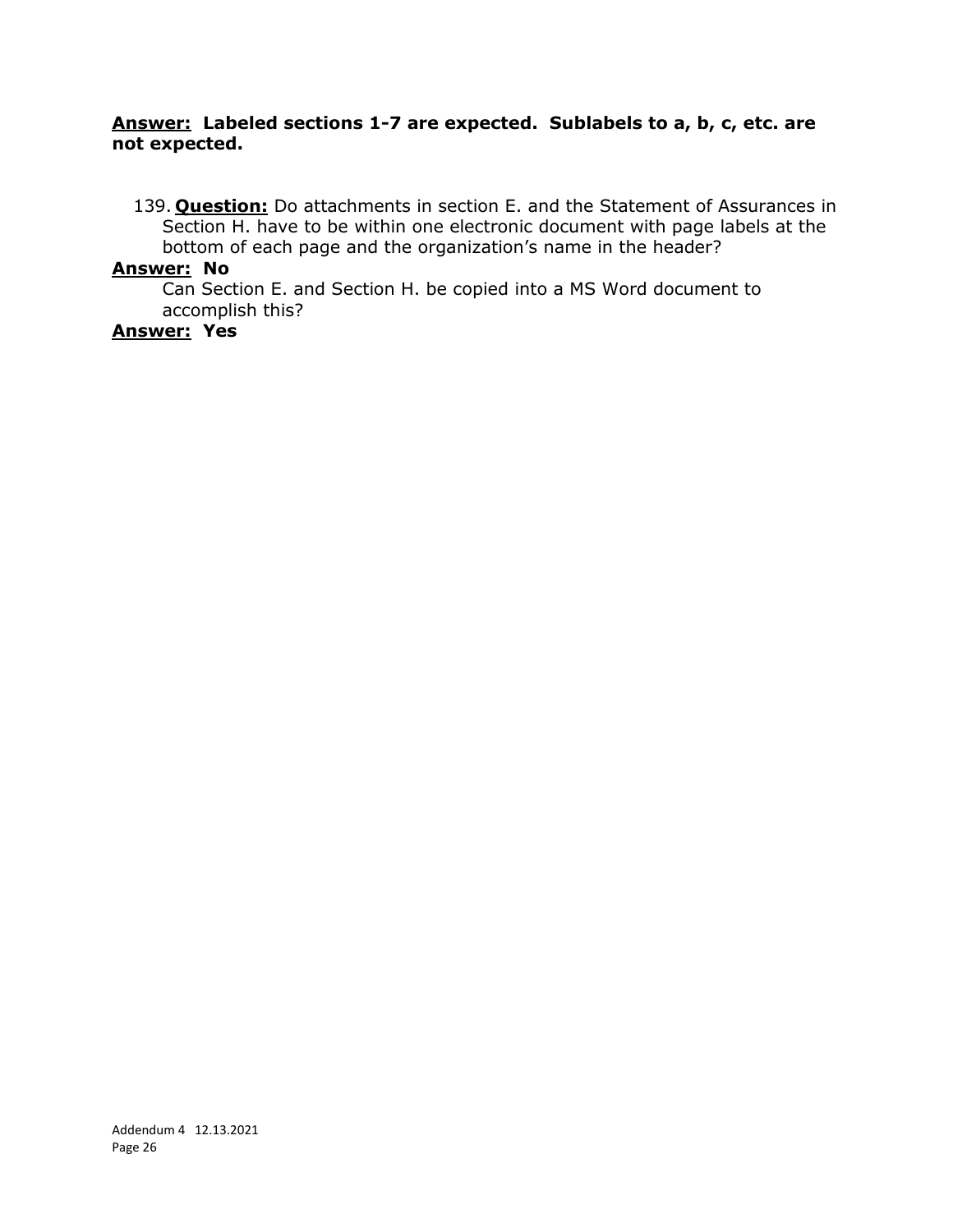**<u>Answer:</u> Labeled sections 1-7 are expected. Sublabels to a, b, c, etc. are not expected.**

139. **<u>Question:</u>** Do attachments in section E. and the Statement of Assurances in Section H. have to be within one electronic document with page labels at the bottom of each page and the organization's name in the header?

**<u>Answer:</u> No**

Can Section E. and Section H. be copied into a MS Word document to accomplish this?

**<u>Answer:</u> Yes**